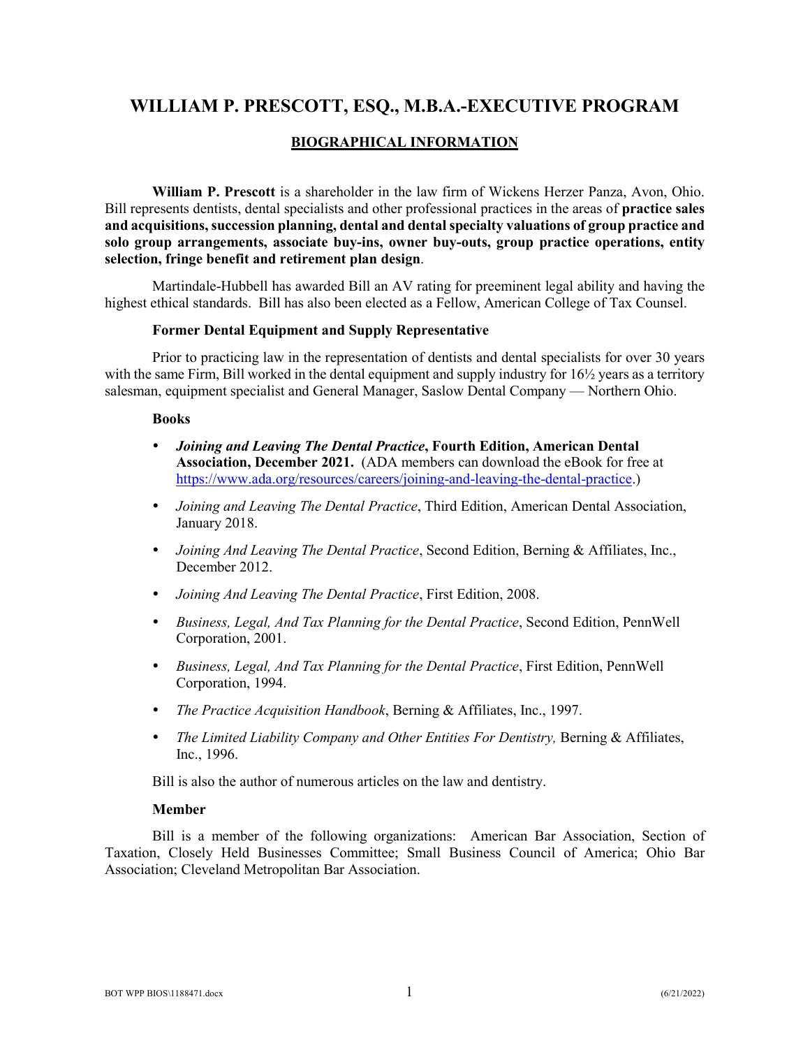# WILLIAM P. PRESCOTT, ESQ., M.B.A.-EXECUTIVE PROGRAM

## BIOGRAPHICAL INFORMATION

**William P. Prescott** is a shareholder in the law firm of Wickens Herzer Panza, Avon, Ohio. Bill represents dentists, dental specialists and other professional practices in the areas of **practice sales and acquisitions, succession planning, dental and dental specialty valuations of group practice and solo group arrangements, associate buy-ins, owner buy-outs, group practice operations, entity selection, fringe benefit and retirement plan design**.

Martindale-Hubbell has awarded Bill an AV rating for preeminent legal ability and having the highest ethical standards. Bill has also been elected as a Fellow, American College of Tax Counsel.

### Former Dental Equipment and Supply Representative

Prior to practicing law in the representation of dentists and dental specialists for over 30 years with the same Firm, Bill worked in the dental equipment and supply industry for 16½ years as a territory salesman, equipment specialist and General Manager, Saslow Dental Company — Northern Ohio.

### Books

- ***Joining and Leaving The Dental Practice*, Fourth Edition, American Dental Association, December 2021.** (ADA members can download the eBook for free at https://www.ada.org/resources/careers/joining-and-leaving-the-dental-practice.)
- *Joining and Leaving The Dental Practice*, Third Edition, American Dental Association, January 2018.
- *Joining And Leaving The Dental Practice*, Second Edition, Berning & Affiliates, Inc., December 2012.
- *Joining And Leaving The Dental Practice*, First Edition, 2008.
- *Business, Legal, And Tax Planning for the Dental Practice*, Second Edition, PennWell Corporation, 2001.
- *Business, Legal, And Tax Planning for the Dental Practice*, First Edition, PennWell Corporation, 1994.
- *The Practice Acquisition Handbook*, Berning & Affiliates, Inc., 1997.
- *The Limited Liability Company and Other Entities For Dentistry,* Berning & Affiliates, Inc., 1996.

Bill is also the author of numerous articles on the law and dentistry.

### Member

Bill is a member of the following organizations: American Bar Association, Section of Taxation, Closely Held Businesses Committee; Small Business Council of America; Ohio Bar Association; Cleveland Metropolitan Bar Association.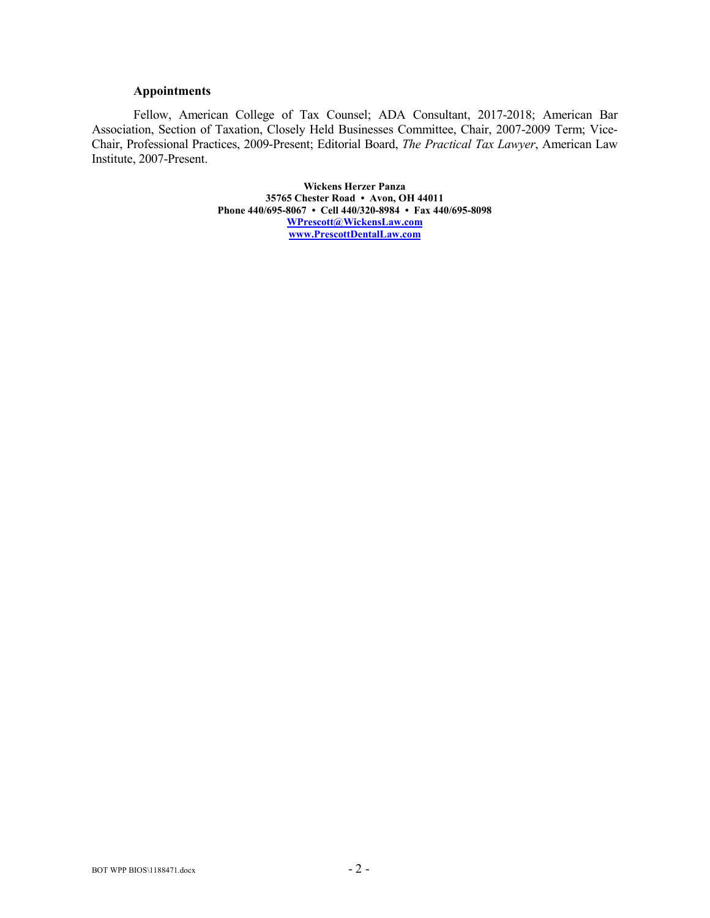### Appointments

Fellow, American College of Tax Counsel; ADA Consultant, 2017-2018; American Bar Association, Section of Taxation, Closely Held Businesses Committee, Chair, 2007-2009 Term; Vice-Chair, Professional Practices, 2009-Present; Editorial Board, *The Practical Tax Lawyer*, American Law Institute, 2007-Present.

**Wickens Herzer Panza**
**35765 Chester Road • Avon, OH 44011**
**Phone 440/695-8067 • Cell 440/320-8984 • Fax 440/695-8098**
**WPrescott@WickensLaw.com**
**www.PrescottDentalLaw.com**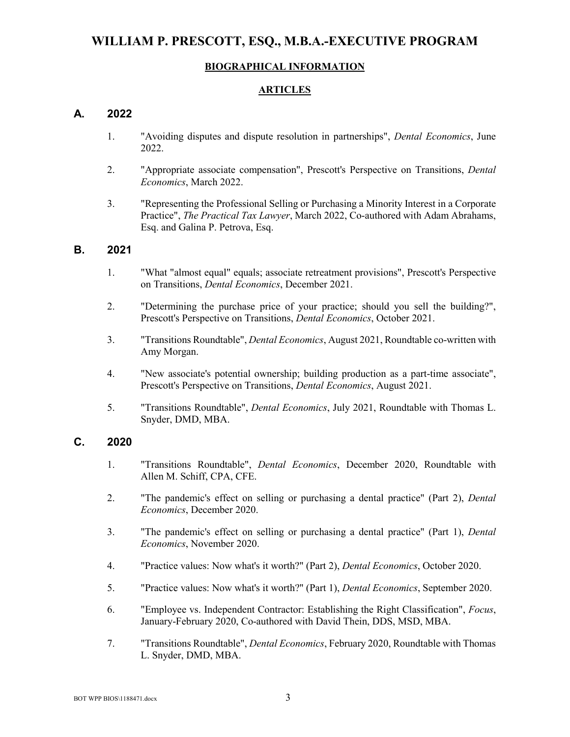# WILLIAM P. PRESCOTT, ESQ., M.B.A.-EXECUTIVE PROGRAM

## BIOGRAPHICAL INFORMATION

## ARTICLES

### A. 2022

1. "Avoiding disputes and dispute resolution in partnerships", *Dental Economics*, June 2022.

2. "Appropriate associate compensation", Prescott's Perspective on Transitions, *Dental Economics*, March 2022.

3. "Representing the Professional Selling or Purchasing a Minority Interest in a Corporate Practice", *The Practical Tax Lawyer*, March 2022, Co-authored with Adam Abrahams, Esq. and Galina P. Petrova, Esq.

### B. 2021

1. "What "almost equal" equals; associate retreatment provisions", Prescott's Perspective on Transitions, *Dental Economics*, December 2021.

2. "Determining the purchase price of your practice; should you sell the building?", Prescott's Perspective on Transitions, *Dental Economics*, October 2021.

3. "Transitions Roundtable", *Dental Economics*, August 2021, Roundtable co-written with Amy Morgan.

4. "New associate's potential ownership; building production as a part-time associate", Prescott's Perspective on Transitions, *Dental Economics*, August 2021.

5. "Transitions Roundtable", *Dental Economics*, July 2021, Roundtable with Thomas L. Snyder, DMD, MBA.

### C. 2020

1. "Transitions Roundtable", *Dental Economics*, December 2020, Roundtable with Allen M. Schiff, CPA, CFE.

2. "The pandemic's effect on selling or purchasing a dental practice" (Part 2), *Dental Economics*, December 2020.

3. "The pandemic's effect on selling or purchasing a dental practice" (Part 1), *Dental Economics*, November 2020.

4. "Practice values: Now what's it worth?" (Part 2), *Dental Economics*, October 2020.

5. "Practice values: Now what's it worth?" (Part 1), *Dental Economics*, September 2020.

6. "Employee vs. Independent Contractor: Establishing the Right Classification", *Focus*, January-February 2020, Co-authored with David Thein, DDS, MSD, MBA.

7. "Transitions Roundtable", *Dental Economics*, February 2020, Roundtable with Thomas L. Snyder, DMD, MBA.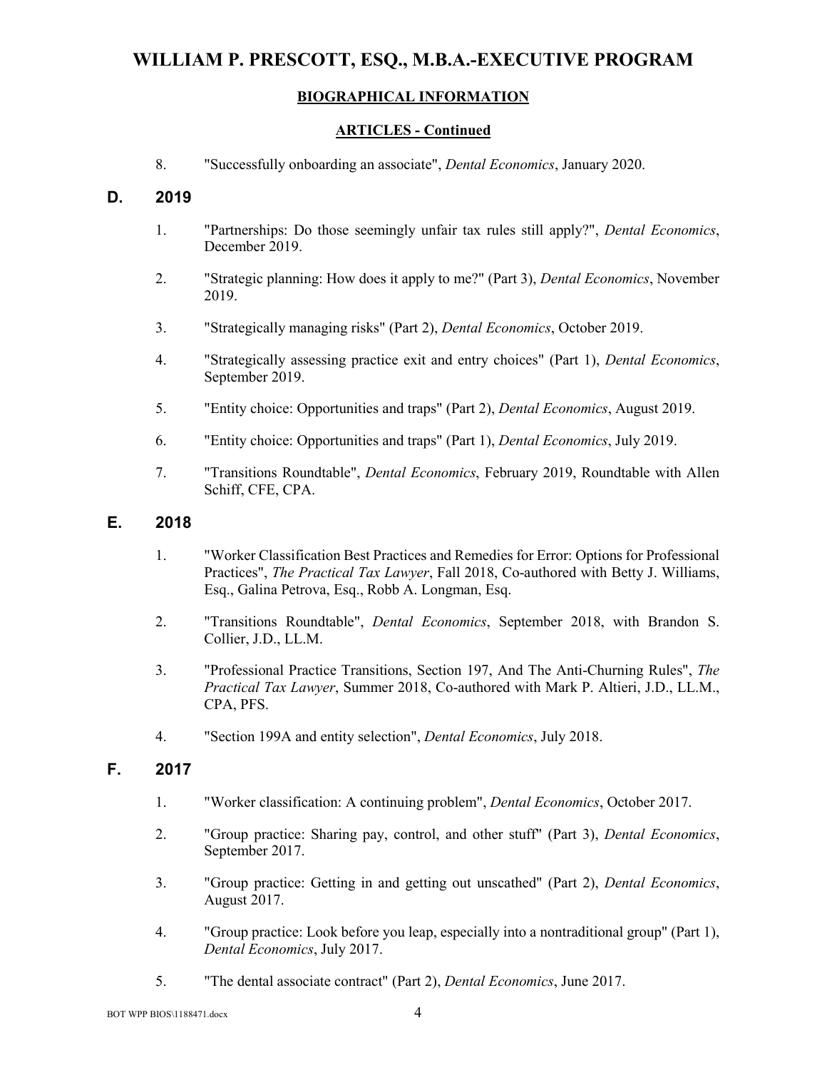# WILLIAM P. PRESCOTT, ESQ., M.B.A.-EXECUTIVE PROGRAM

## BIOGRAPHICAL INFORMATION

### ARTICLES - Continued

8. "Successfully onboarding an associate", *Dental Economics*, January 2020.

## D. 2019

1. "Partnerships: Do those seemingly unfair tax rules still apply?", *Dental Economics*, December 2019.
2. "Strategic planning: How does it apply to me?" (Part 3), *Dental Economics*, November 2019.
3. "Strategically managing risks" (Part 2), *Dental Economics*, October 2019.
4. "Strategically assessing practice exit and entry choices" (Part 1), *Dental Economics*, September 2019.
5. "Entity choice: Opportunities and traps" (Part 2), *Dental Economics*, August 2019.
6. "Entity choice: Opportunities and traps" (Part 1), *Dental Economics*, July 2019.
7. "Transitions Roundtable", *Dental Economics*, February 2019, Roundtable with Allen Schiff, CFE, CPA.

## E. 2018

1. "Worker Classification Best Practices and Remedies for Error: Options for Professional Practices", *The Practical Tax Lawyer*, Fall 2018, Co-authored with Betty J. Williams, Esq., Galina Petrova, Esq., Robb A. Longman, Esq.
2. "Transitions Roundtable", *Dental Economics*, September 2018, with Brandon S. Collier, J.D., LL.M.
3. "Professional Practice Transitions, Section 197, And The Anti-Churning Rules", *The Practical Tax Lawyer*, Summer 2018, Co-authored with Mark P. Altieri, J.D., LL.M., CPA, PFS.
4. "Section 199A and entity selection", *Dental Economics*, July 2018.

## F. 2017

1. "Worker classification: A continuing problem", *Dental Economics*, October 2017.
2. "Group practice: Sharing pay, control, and other stuff" (Part 3), *Dental Economics*, September 2017.
3. "Group practice: Getting in and getting out unscathed" (Part 2), *Dental Economics*, August 2017.
4. "Group practice: Look before you leap, especially into a nontraditional group" (Part 1), *Dental Economics*, July 2017.
5. "The dental associate contract" (Part 2), *Dental Economics*, June 2017.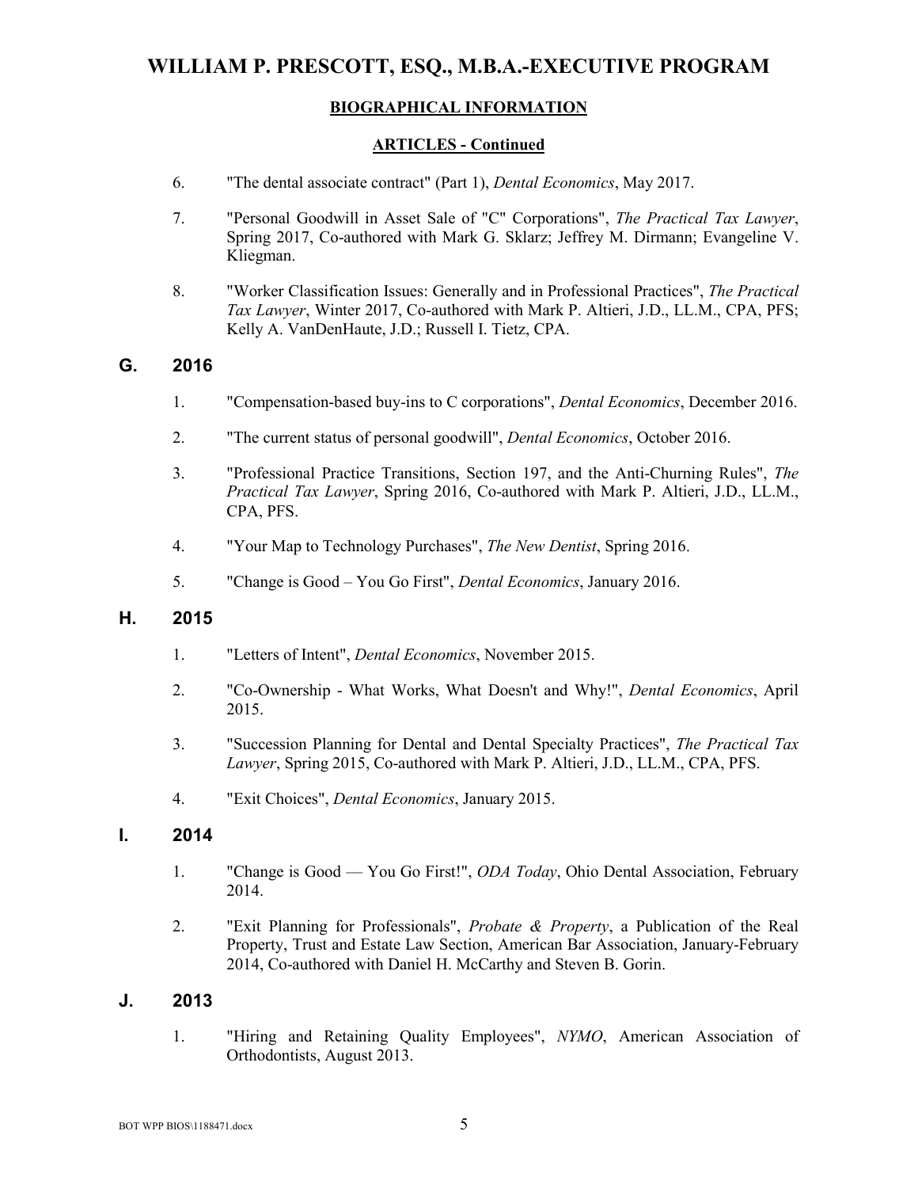# WILLIAM P. PRESCOTT, ESQ., M.B.A.-EXECUTIVE PROGRAM

## BIOGRAPHICAL INFORMATION

### ARTICLES - Continued

6. "The dental associate contract" (Part 1), *Dental Economics*, May 2017.

7. "Personal Goodwill in Asset Sale of "C" Corporations", *The Practical Tax Lawyer*, Spring 2017, Co-authored with Mark G. Sklarz; Jeffrey M. Dirmann; Evangeline V. Kliegman.

8. "Worker Classification Issues: Generally and in Professional Practices", *The Practical Tax Lawyer*, Winter 2017, Co-authored with Mark P. Altieri, J.D., LL.M., CPA, PFS; Kelly A. VanDenHaute, J.D.; Russell I. Tietz, CPA.

## G. 2016

1. "Compensation-based buy-ins to C corporations", *Dental Economics*, December 2016.

2. "The current status of personal goodwill", *Dental Economics*, October 2016.

3. "Professional Practice Transitions, Section 197, and the Anti-Churning Rules", *The Practical Tax Lawyer*, Spring 2016, Co-authored with Mark P. Altieri, J.D., LL.M., CPA, PFS.

4. "Your Map to Technology Purchases", *The New Dentist*, Spring 2016.

5. "Change is Good – You Go First", *Dental Economics*, January 2016.

## H. 2015

1. "Letters of Intent", *Dental Economics*, November 2015.

2. "Co-Ownership - What Works, What Doesn't and Why!", *Dental Economics*, April 2015.

3. "Succession Planning for Dental and Dental Specialty Practices", *The Practical Tax Lawyer*, Spring 2015, Co-authored with Mark P. Altieri, J.D., LL.M., CPA, PFS.

4. "Exit Choices", *Dental Economics*, January 2015.

## I. 2014

1. "Change is Good — You Go First!", *ODA Today*, Ohio Dental Association, February 2014.

2. "Exit Planning for Professionals", *Probate & Property*, a Publication of the Real Property, Trust and Estate Law Section, American Bar Association, January-February 2014, Co-authored with Daniel H. McCarthy and Steven B. Gorin.

## J. 2013

1. "Hiring and Retaining Quality Employees", *NYMO*, American Association of Orthodontists, August 2013.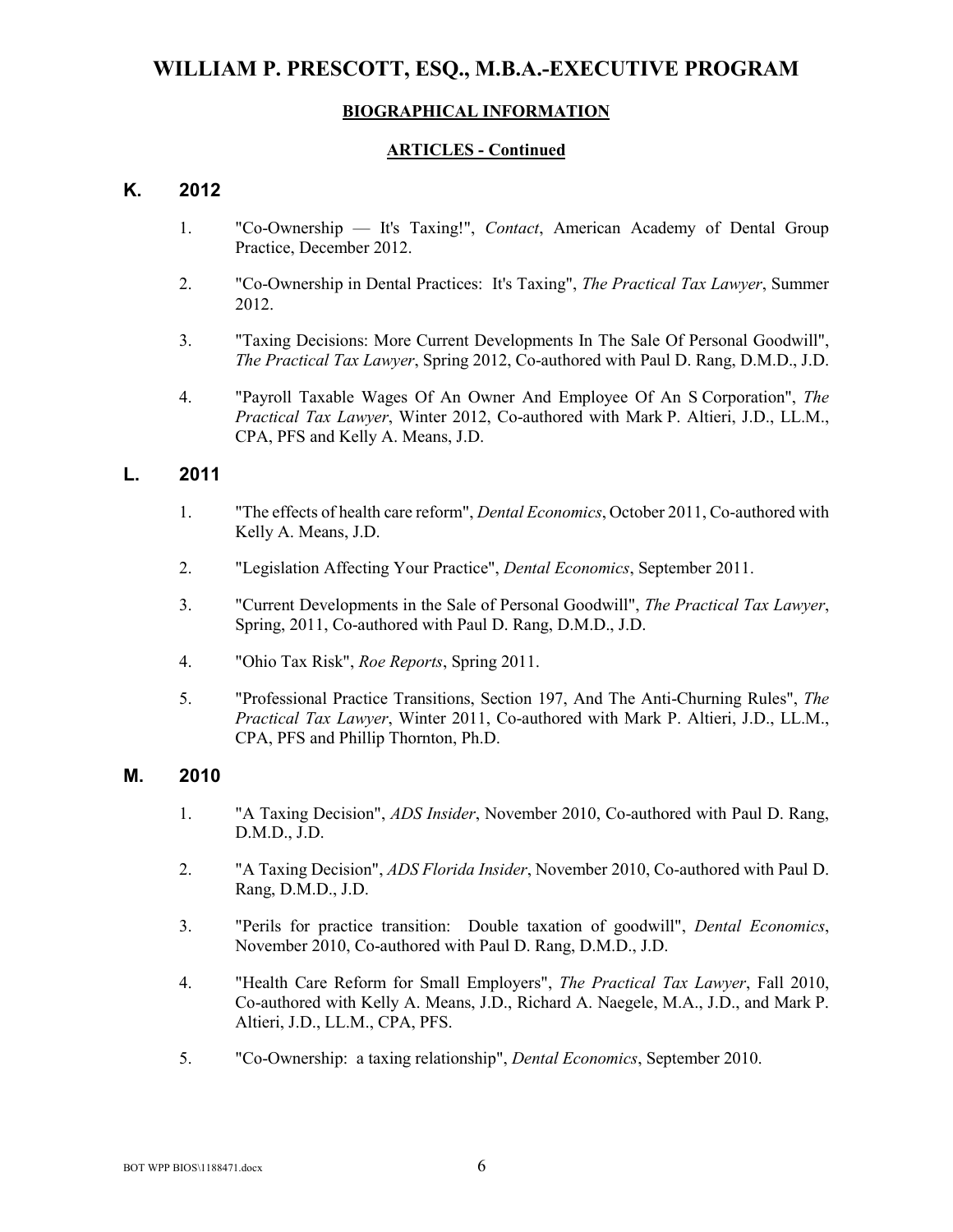# WILLIAM P. PRESCOTT, ESQ., M.B.A.-EXECUTIVE PROGRAM

## BIOGRAPHICAL INFORMATION

### ARTICLES - Continued

## K. 2012

1. "Co-Ownership — It's Taxing!", *Contact*, American Academy of Dental Group Practice, December 2012.

2. "Co-Ownership in Dental Practices: It's Taxing", *The Practical Tax Lawyer*, Summer 2012.

3. "Taxing Decisions: More Current Developments In The Sale Of Personal Goodwill", *The Practical Tax Lawyer*, Spring 2012, Co-authored with Paul D. Rang, D.M.D., J.D.

4. "Payroll Taxable Wages Of An Owner And Employee Of An S Corporation", *The Practical Tax Lawyer*, Winter 2012, Co-authored with Mark P. Altieri, J.D., LL.M., CPA, PFS and Kelly A. Means, J.D.

## L. 2011

1. "The effects of health care reform", *Dental Economics*, October 2011, Co-authored with Kelly A. Means, J.D.

2. "Legislation Affecting Your Practice", *Dental Economics*, September 2011.

3. "Current Developments in the Sale of Personal Goodwill", *The Practical Tax Lawyer*, Spring, 2011, Co-authored with Paul D. Rang, D.M.D., J.D.

4. "Ohio Tax Risk", *Roe Reports*, Spring 2011.

5. "Professional Practice Transitions, Section 197, And The Anti-Churning Rules", *The Practical Tax Lawyer*, Winter 2011, Co-authored with Mark P. Altieri, J.D., LL.M., CPA, PFS and Phillip Thornton, Ph.D.

## M. 2010

1. "A Taxing Decision", *ADS Insider*, November 2010, Co-authored with Paul D. Rang, D.M.D., J.D.

2. "A Taxing Decision", *ADS Florida Insider*, November 2010, Co-authored with Paul D. Rang, D.M.D., J.D.

3. "Perils for practice transition: Double taxation of goodwill", *Dental Economics*, November 2010, Co-authored with Paul D. Rang, D.M.D., J.D.

4. "Health Care Reform for Small Employers", *The Practical Tax Lawyer*, Fall 2010, Co-authored with Kelly A. Means, J.D., Richard A. Naegele, M.A., J.D., and Mark P. Altieri, J.D., LL.M., CPA, PFS.

5. "Co-Ownership: a taxing relationship", *Dental Economics*, September 2010.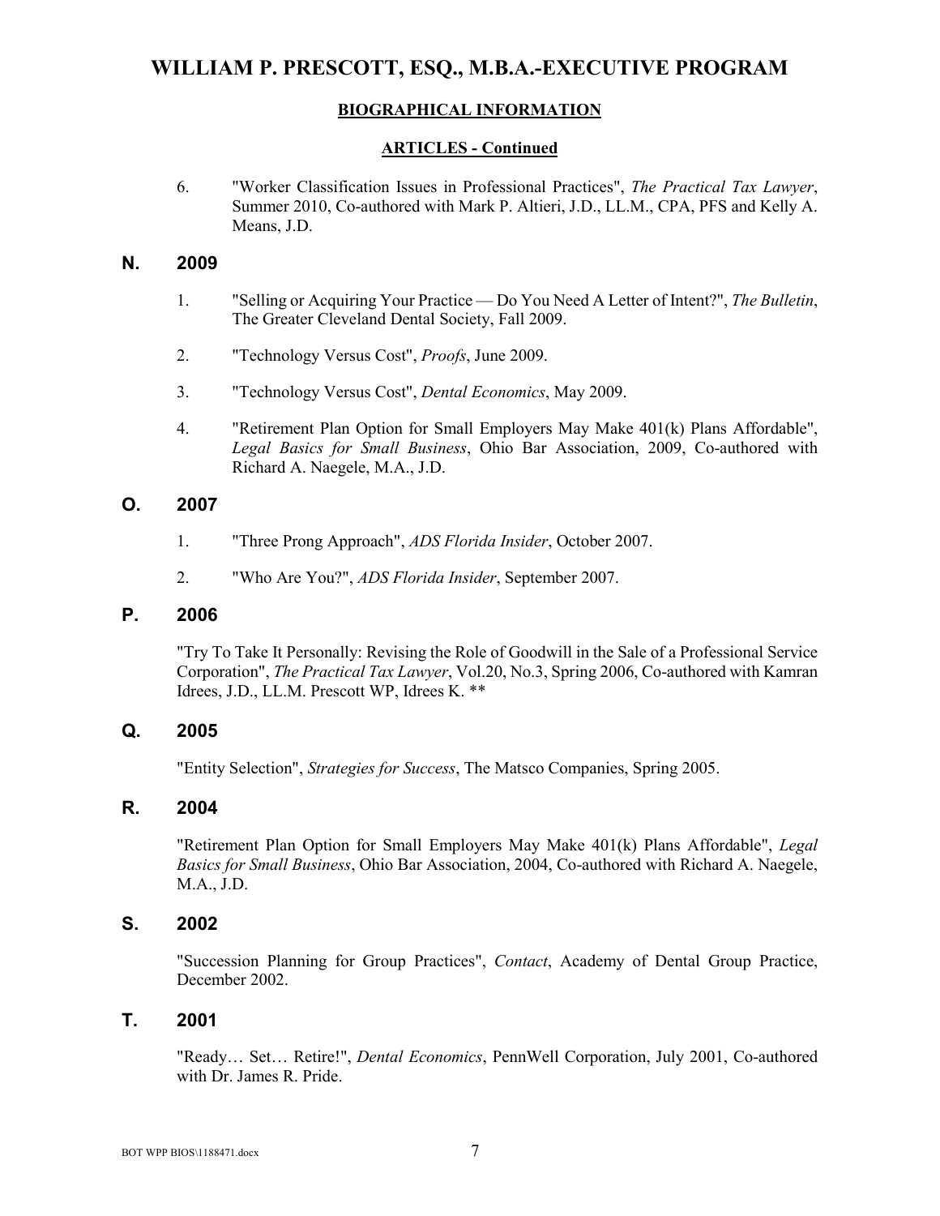# WILLIAM P. PRESCOTT, ESQ., M.B.A.-EXECUTIVE PROGRAM

**BIOGRAPHICAL INFORMATION**

**ARTICLES - Continued**

6. "Worker Classification Issues in Professional Practices", *The Practical Tax Lawyer*, Summer 2010, Co-authored with Mark P. Altieri, J.D., LL.M., CPA, PFS and Kelly A. Means, J.D.

## N. 2009

1. "Selling or Acquiring Your Practice — Do You Need A Letter of Intent?", *The Bulletin*, The Greater Cleveland Dental Society, Fall 2009.

2. "Technology Versus Cost", *Proofs*, June 2009.

3. "Technology Versus Cost", *Dental Economics*, May 2009.

4. "Retirement Plan Option for Small Employers May Make 401(k) Plans Affordable", *Legal Basics for Small Business*, Ohio Bar Association, 2009, Co-authored with Richard A. Naegele, M.A., J.D.

## O. 2007

1. "Three Prong Approach", *ADS Florida Insider*, October 2007.

2. "Who Are You?", *ADS Florida Insider*, September 2007.

## P. 2006

"Try To Take It Personally: Revising the Role of Goodwill in the Sale of a Professional Service Corporation", *The Practical Tax Lawyer*, Vol.20, No.3, Spring 2006, Co-authored with Kamran Idrees, J.D., LL.M. Prescott WP, Idrees K. **

## Q. 2005

"Entity Selection", *Strategies for Success*, The Matsco Companies, Spring 2005.

## R. 2004

"Retirement Plan Option for Small Employers May Make 401(k) Plans Affordable", *Legal Basics for Small Business*, Ohio Bar Association, 2004, Co-authored with Richard A. Naegele, M.A., J.D.

## S. 2002

"Succession Planning for Group Practices", *Contact*, Academy of Dental Group Practice, December 2002.

## T. 2001

"Ready… Set… Retire!", *Dental Economics*, PennWell Corporation, July 2001, Co-authored with Dr. James R. Pride.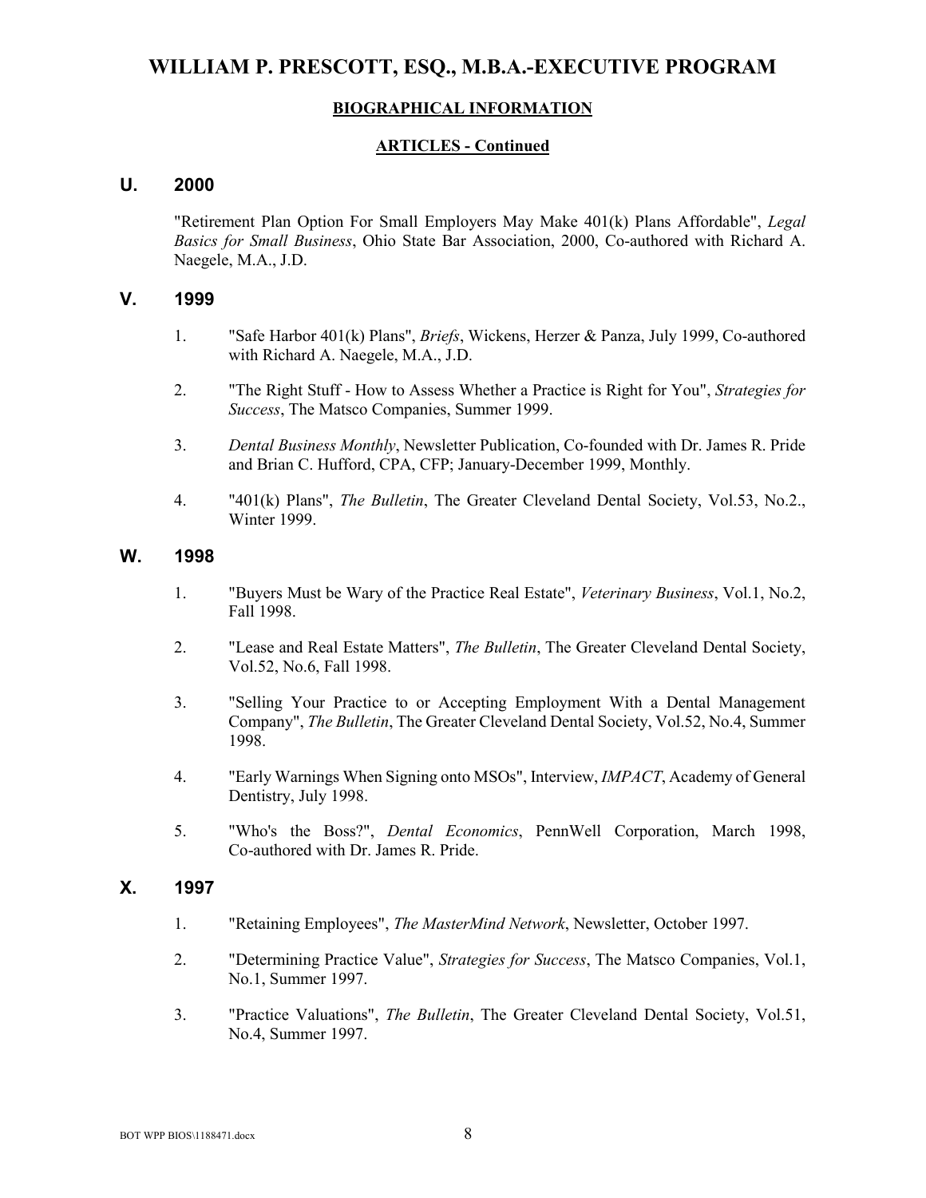# WILLIAM P. PRESCOTT, ESQ., M.B.A.-EXECUTIVE PROGRAM

## BIOGRAPHICAL INFORMATION

### ARTICLES - Continued

### U. 2000

"Retirement Plan Option For Small Employers May Make 401(k) Plans Affordable", *Legal Basics for Small Business*, Ohio State Bar Association, 2000, Co-authored with Richard A. Naegele, M.A., J.D.

### V. 1999

1. "Safe Harbor 401(k) Plans", *Briefs*, Wickens, Herzer & Panza, July 1999, Co-authored with Richard A. Naegele, M.A., J.D.
2. "The Right Stuff - How to Assess Whether a Practice is Right for You", *Strategies for Success*, The Matsco Companies, Summer 1999.
3. *Dental Business Monthly*, Newsletter Publication, Co-founded with Dr. James R. Pride and Brian C. Hufford, CPA, CFP; January-December 1999, Monthly.
4. "401(k) Plans", *The Bulletin*, The Greater Cleveland Dental Society, Vol.53, No.2., Winter 1999.

### W. 1998

1. "Buyers Must be Wary of the Practice Real Estate", *Veterinary Business*, Vol.1, No.2, Fall 1998.
2. "Lease and Real Estate Matters", *The Bulletin*, The Greater Cleveland Dental Society, Vol.52, No.6, Fall 1998.
3. "Selling Your Practice to or Accepting Employment With a Dental Management Company", *The Bulletin*, The Greater Cleveland Dental Society, Vol.52, No.4, Summer 1998.
4. "Early Warnings When Signing onto MSOs", Interview, *IMPACT*, Academy of General Dentistry, July 1998.
5. "Who's the Boss?", *Dental Economics*, PennWell Corporation, March 1998, Co-authored with Dr. James R. Pride.

### X. 1997

1. "Retaining Employees", *The MasterMind Network*, Newsletter, October 1997.
2. "Determining Practice Value", *Strategies for Success*, The Matsco Companies, Vol.1, No.1, Summer 1997.
3. "Practice Valuations", *The Bulletin*, The Greater Cleveland Dental Society, Vol.51, No.4, Summer 1997.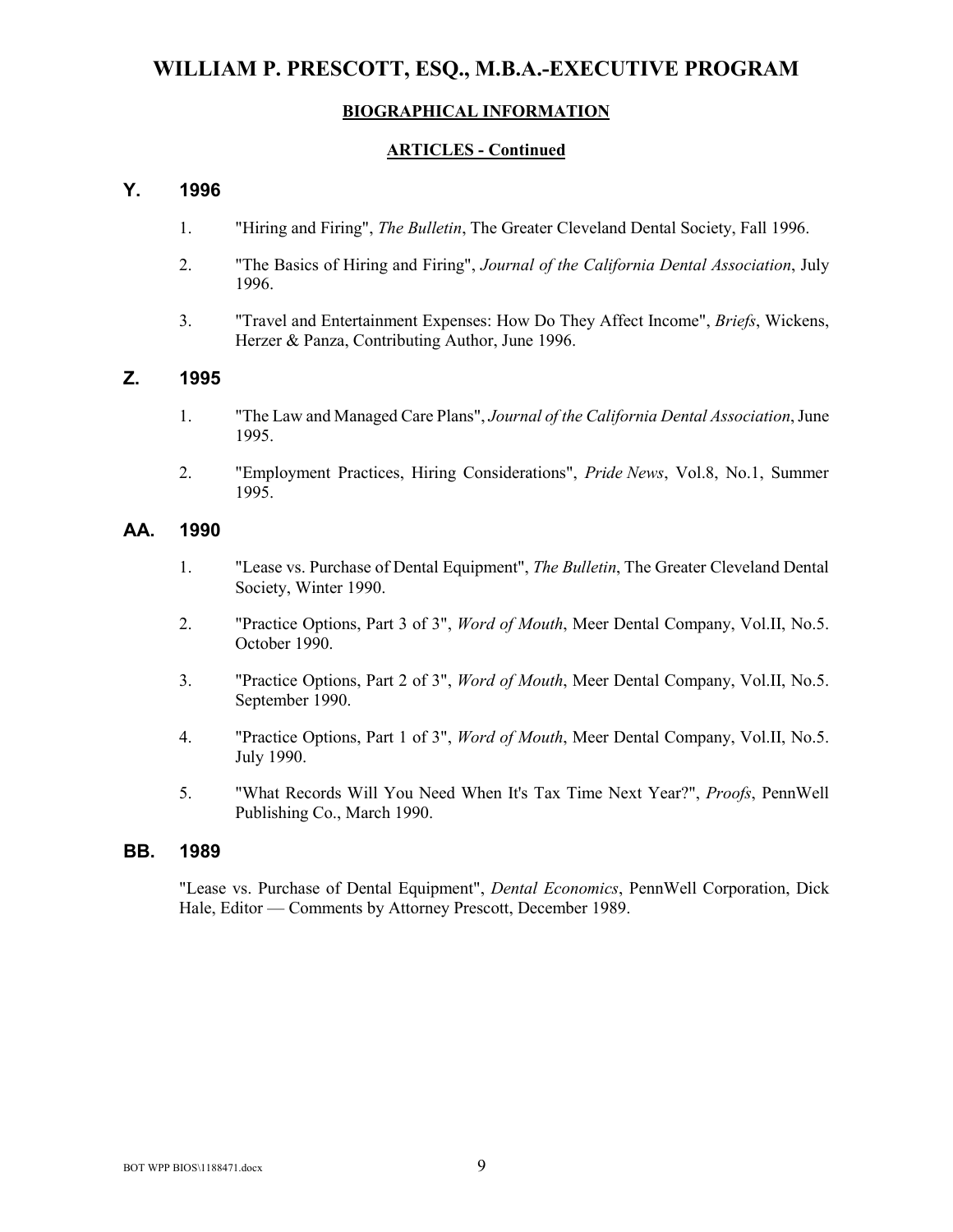# WILLIAM P. PRESCOTT, ESQ., M.B.A.-EXECUTIVE PROGRAM

## BIOGRAPHICAL INFORMATION

### ARTICLES - Continued

### Y. 1996

1. "Hiring and Firing", *The Bulletin*, The Greater Cleveland Dental Society, Fall 1996.
2. "The Basics of Hiring and Firing", *Journal of the California Dental Association*, July 1996.
3. "Travel and Entertainment Expenses: How Do They Affect Income", *Briefs*, Wickens, Herzer & Panza, Contributing Author, June 1996.

### Z. 1995

1. "The Law and Managed Care Plans", *Journal of the California Dental Association*, June 1995.
2. "Employment Practices, Hiring Considerations", *Pride News*, Vol.8, No.1, Summer 1995.

### AA. 1990

1. "Lease vs. Purchase of Dental Equipment", *The Bulletin*, The Greater Cleveland Dental Society, Winter 1990.
2. "Practice Options, Part 3 of 3", *Word of Mouth*, Meer Dental Company, Vol.II, No.5. October 1990.
3. "Practice Options, Part 2 of 3", *Word of Mouth*, Meer Dental Company, Vol.II, No.5. September 1990.
4. "Practice Options, Part 1 of 3", *Word of Mouth*, Meer Dental Company, Vol.II, No.5. July 1990.
5. "What Records Will You Need When It's Tax Time Next Year?", *Proofs*, PennWell Publishing Co., March 1990.

### BB. 1989

"Lease vs. Purchase of Dental Equipment", *Dental Economics*, PennWell Corporation, Dick Hale, Editor — Comments by Attorney Prescott, December 1989.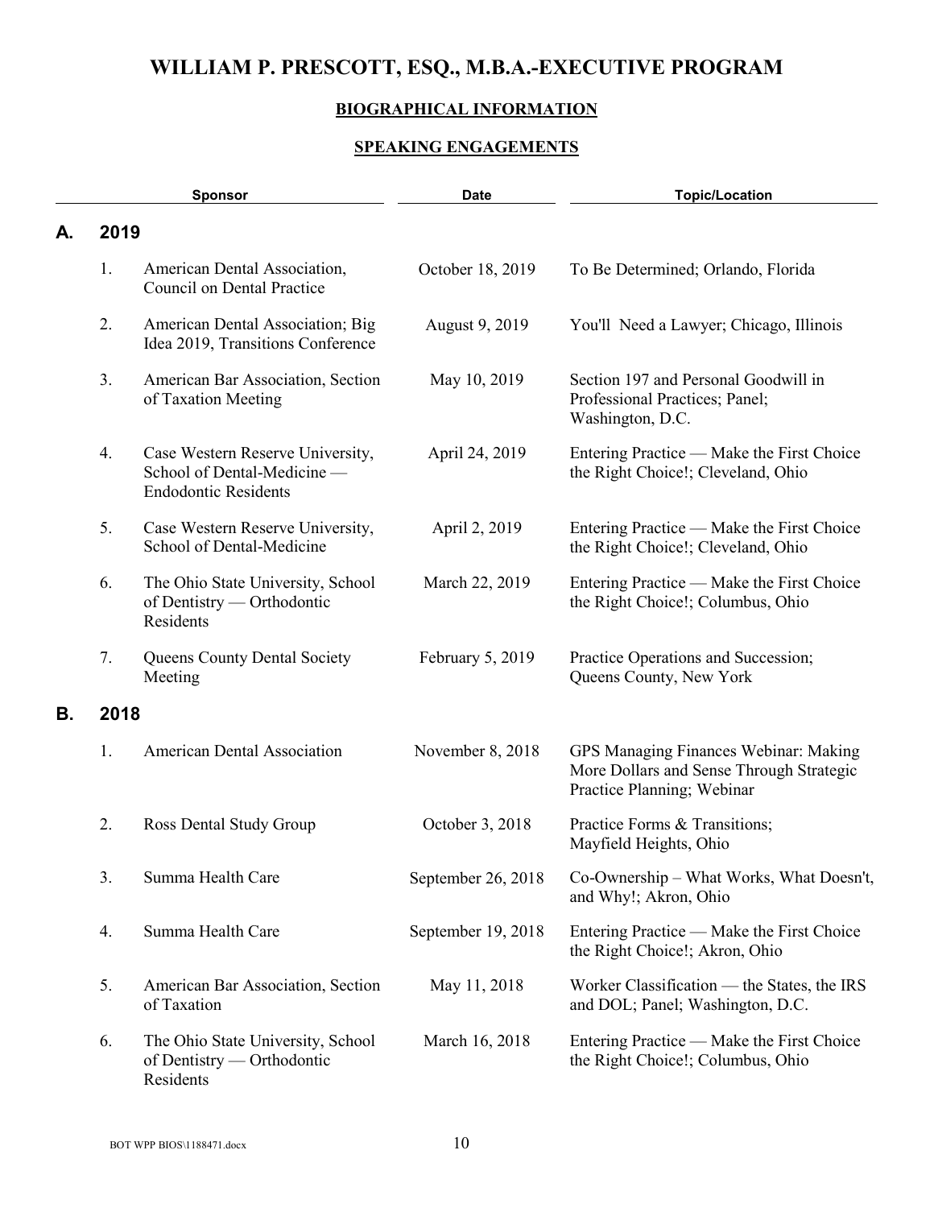# WILLIAM P. PRESCOTT, ESQ., M.B.A.-EXECUTIVE PROGRAM

## BIOGRAPHICAL INFORMATION

### SPEAKING ENGAGEMENTS

| | | Sponsor | Date | Topic/Location |
|---|---|---|---|---|
| **A.** | **2019** | | | |
| | 1. | American Dental Association, Council on Dental Practice | October 18, 2019 | To Be Determined; Orlando, Florida |
| | 2. | American Dental Association; Big Idea 2019, Transitions Conference | August 9, 2019 | You'll Need a Lawyer; Chicago, Illinois |
| | 3. | American Bar Association, Section of Taxation Meeting | May 10, 2019 | Section 197 and Personal Goodwill in Professional Practices; Panel; Washington, D.C. |
| | 4. | Case Western Reserve University, School of Dental-Medicine — Endodontic Residents | April 24, 2019 | Entering Practice — Make the First Choice the Right Choice!; Cleveland, Ohio |
| | 5. | Case Western Reserve University, School of Dental-Medicine | April 2, 2019 | Entering Practice — Make the First Choice the Right Choice!; Cleveland, Ohio |
| | 6. | The Ohio State University, School of Dentistry — Orthodontic Residents | March 22, 2019 | Entering Practice — Make the First Choice the Right Choice!; Columbus, Ohio |
| | 7. | Queens County Dental Society Meeting | February 5, 2019 | Practice Operations and Succession; Queens County, New York |
| **B.** | **2018** | | | |
| | 1. | American Dental Association | November 8, 2018 | GPS Managing Finances Webinar: Making More Dollars and Sense Through Strategic Practice Planning; Webinar |
| | 2. | Ross Dental Study Group | October 3, 2018 | Practice Forms & Transitions; Mayfield Heights, Ohio |
| | 3. | Summa Health Care | September 26, 2018 | Co-Ownership – What Works, What Doesn't, and Why!; Akron, Ohio |
| | 4. | Summa Health Care | September 19, 2018 | Entering Practice — Make the First Choice the Right Choice!; Akron, Ohio |
| | 5. | American Bar Association, Section of Taxation | May 11, 2018 | Worker Classification — the States, the IRS and DOL; Panel; Washington, D.C. |
| | 6. | The Ohio State University, School of Dentistry — Orthodontic Residents | March 16, 2018 | Entering Practice — Make the First Choice the Right Choice!; Columbus, Ohio |

BOT WPP BIOS\1188471.docx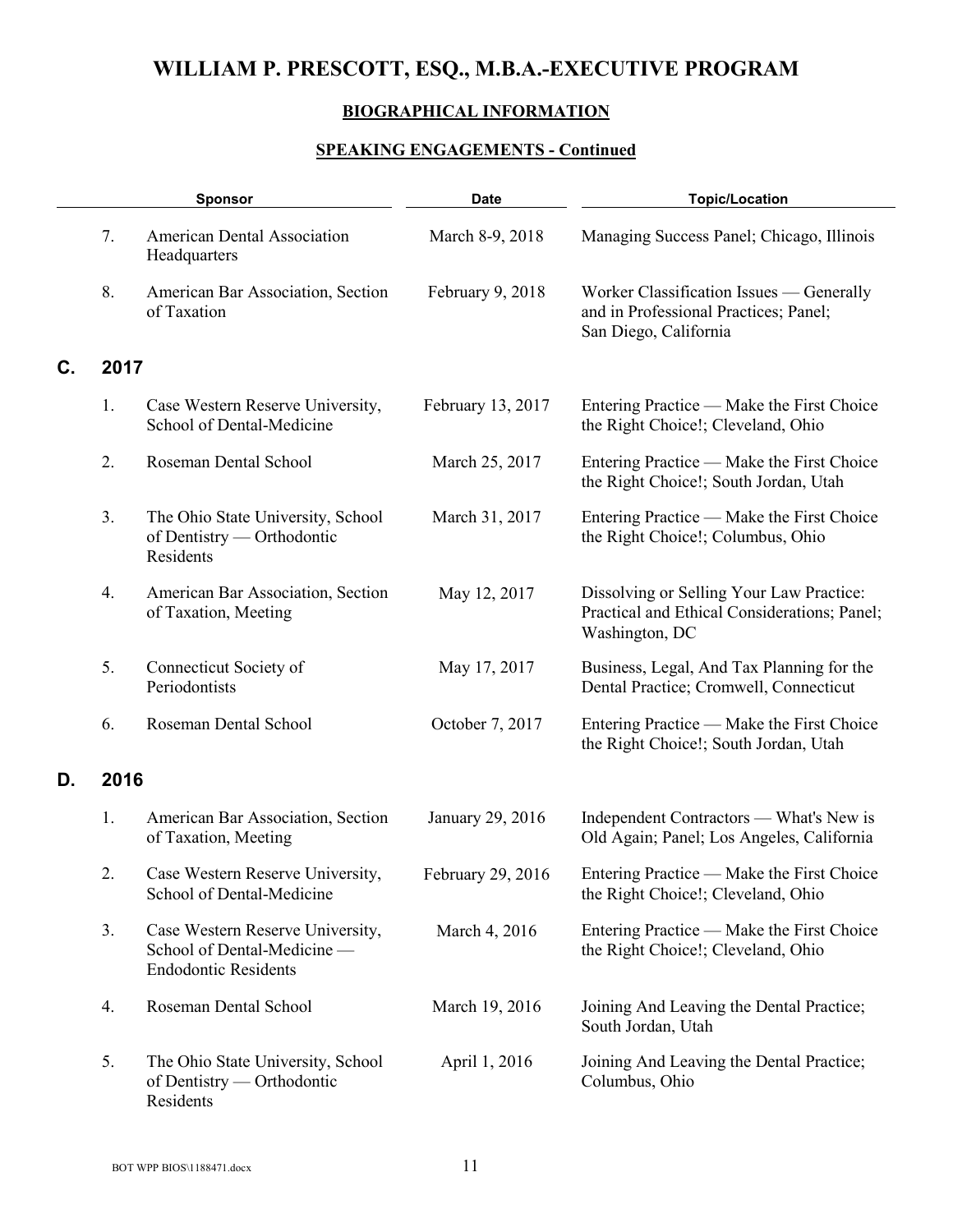# WILLIAM P. PRESCOTT, ESQ., M.B.A.-EXECUTIVE PROGRAM

## BIOGRAPHICAL INFORMATION

### SPEAKING ENGAGEMENTS - Continued

| | | Sponsor | Date | Topic/Location |
|---|---|---|---|---|
| | 7. | American Dental Association Headquarters | March 8-9, 2018 | Managing Success Panel; Chicago, Illinois |
| | 8. | American Bar Association, Section of Taxation | February 9, 2018 | Worker Classification Issues — Generally and in Professional Practices; Panel; San Diego, California |
| **C.** | **2017** | | | |
| | 1. | Case Western Reserve University, School of Dental-Medicine | February 13, 2017 | Entering Practice — Make the First Choice the Right Choice!; Cleveland, Ohio |
| | 2. | Roseman Dental School | March 25, 2017 | Entering Practice — Make the First Choice the Right Choice!; South Jordan, Utah |
| | 3. | The Ohio State University, School of Dentistry — Orthodontic Residents | March 31, 2017 | Entering Practice — Make the First Choice the Right Choice!; Columbus, Ohio |
| | 4. | American Bar Association, Section of Taxation, Meeting | May 12, 2017 | Dissolving or Selling Your Law Practice: Practical and Ethical Considerations; Panel; Washington, DC |
| | 5. | Connecticut Society of Periodontists | May 17, 2017 | Business, Legal, And Tax Planning for the Dental Practice; Cromwell, Connecticut |
| | 6. | Roseman Dental School | October 7, 2017 | Entering Practice — Make the First Choice the Right Choice!; South Jordan, Utah |
| **D.** | **2016** | | | |
| | 1. | American Bar Association, Section of Taxation, Meeting | January 29, 2016 | Independent Contractors — What's New is Old Again; Panel; Los Angeles, California |
| | 2. | Case Western Reserve University, School of Dental-Medicine | February 29, 2016 | Entering Practice — Make the First Choice the Right Choice!; Cleveland, Ohio |
| | 3. | Case Western Reserve University, School of Dental-Medicine — Endodontic Residents | March 4, 2016 | Entering Practice — Make the First Choice the Right Choice!; Cleveland, Ohio |
| | 4. | Roseman Dental School | March 19, 2016 | Joining And Leaving the Dental Practice; South Jordan, Utah |
| | 5. | The Ohio State University, School of Dentistry — Orthodontic Residents | April 1, 2016 | Joining And Leaving the Dental Practice; Columbus, Ohio |

BOT WPP BIOS\1188471.docx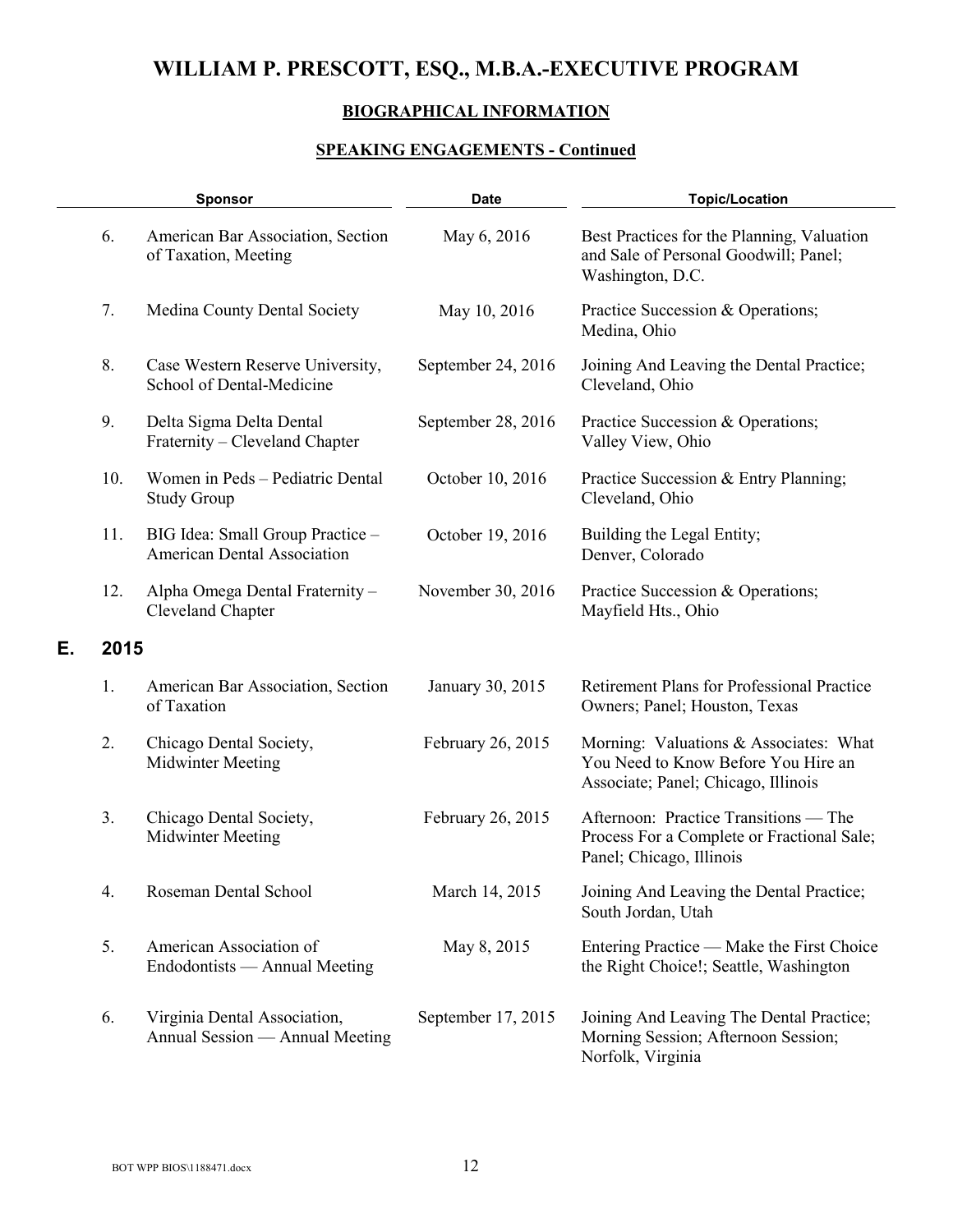# WILLIAM P. PRESCOTT, ESQ., M.B.A.-EXECUTIVE PROGRAM

## BIOGRAPHICAL INFORMATION

### SPEAKING ENGAGEMENTS - Continued

| | Sponsor | Date | Topic/Location |
|---|---|---|---|
| 6. | American Bar Association, Section of Taxation, Meeting | May 6, 2016 | Best Practices for the Planning, Valuation and Sale of Personal Goodwill; Panel; Washington, D.C. |
| 7. | Medina County Dental Society | May 10, 2016 | Practice Succession & Operations; Medina, Ohio |
| 8. | Case Western Reserve University, School of Dental-Medicine | September 24, 2016 | Joining And Leaving the Dental Practice; Cleveland, Ohio |
| 9. | Delta Sigma Delta Dental Fraternity – Cleveland Chapter | September 28, 2016 | Practice Succession & Operations; Valley View, Ohio |
| 10. | Women in Peds – Pediatric Dental Study Group | October 10, 2016 | Practice Succession & Entry Planning; Cleveland, Ohio |
| 11. | BIG Idea: Small Group Practice – American Dental Association | October 19, 2016 | Building the Legal Entity; Denver, Colorado |
| 12. | Alpha Omega Dental Fraternity – Cleveland Chapter | November 30, 2016 | Practice Succession & Operations; Mayfield Hts., Ohio |

**E. 2015**

| | Sponsor | Date | Topic/Location |
|---|---|---|---|
| 1. | American Bar Association, Section of Taxation | January 30, 2015 | Retirement Plans for Professional Practice Owners; Panel; Houston, Texas |
| 2. | Chicago Dental Society, Midwinter Meeting | February 26, 2015 | Morning: Valuations & Associates: What You Need to Know Before You Hire an Associate; Panel; Chicago, Illinois |
| 3. | Chicago Dental Society, Midwinter Meeting | February 26, 2015 | Afternoon: Practice Transitions — The Process For a Complete or Fractional Sale; Panel; Chicago, Illinois |
| 4. | Roseman Dental School | March 14, 2015 | Joining And Leaving the Dental Practice; South Jordan, Utah |
| 5. | American Association of Endodontists — Annual Meeting | May 8, 2015 | Entering Practice — Make the First Choice the Right Choice!; Seattle, Washington |
| 6. | Virginia Dental Association, Annual Session — Annual Meeting | September 17, 2015 | Joining And Leaving The Dental Practice; Morning Session; Afternoon Session; Norfolk, Virginia |

BOT WPP BIOS\1188471.docx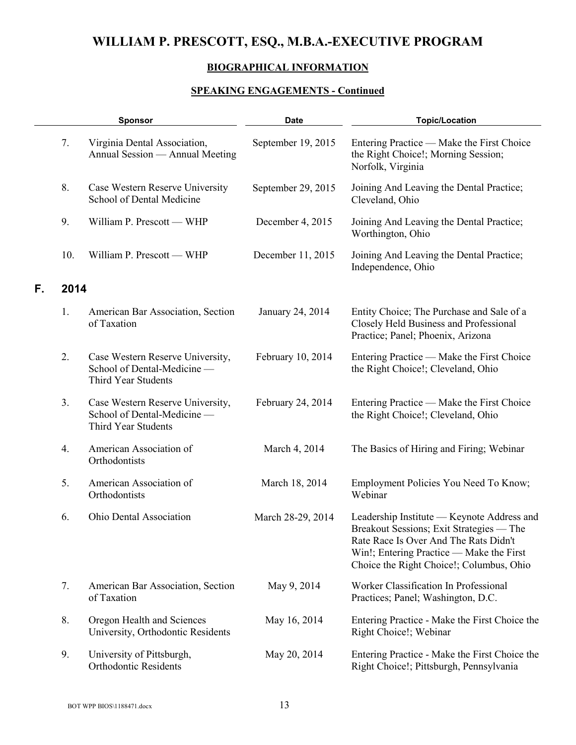# WILLIAM P. PRESCOTT, ESQ., M.B.A.-EXECUTIVE PROGRAM

## BIOGRAPHICAL INFORMATION

### SPEAKING ENGAGEMENTS - Continued

| | Sponsor | Date | Topic/Location |
|---|---|---|---|
| 7. | Virginia Dental Association, Annual Session — Annual Meeting | September 19, 2015 | Entering Practice — Make the First Choice the Right Choice!; Morning Session; Norfolk, Virginia |
| 8. | Case Western Reserve University School of Dental Medicine | September 29, 2015 | Joining And Leaving the Dental Practice; Cleveland, Ohio |
| 9. | William P. Prescott — WHP | December 4, 2015 | Joining And Leaving the Dental Practice; Worthington, Ohio |
| 10. | William P. Prescott — WHP | December 11, 2015 | Joining And Leaving the Dental Practice; Independence, Ohio |

**F. 2014**

| | Sponsor | Date | Topic/Location |
|---|---|---|---|
| 1. | American Bar Association, Section of Taxation | January 24, 2014 | Entity Choice; The Purchase and Sale of a Closely Held Business and Professional Practice; Panel; Phoenix, Arizona |
| 2. | Case Western Reserve University, School of Dental-Medicine — Third Year Students | February 10, 2014 | Entering Practice — Make the First Choice the Right Choice!; Cleveland, Ohio |
| 3. | Case Western Reserve University, School of Dental-Medicine — Third Year Students | February 24, 2014 | Entering Practice — Make the First Choice the Right Choice!; Cleveland, Ohio |
| 4. | American Association of Orthodontists | March 4, 2014 | The Basics of Hiring and Firing; Webinar |
| 5. | American Association of Orthodontists | March 18, 2014 | Employment Policies You Need To Know; Webinar |
| 6. | Ohio Dental Association | March 28-29, 2014 | Leadership Institute — Keynote Address and Breakout Sessions; Exit Strategies — The Rate Race Is Over And The Rats Didn't Win!; Entering Practice — Make the First Choice the Right Choice!; Columbus, Ohio |
| 7. | American Bar Association, Section of Taxation | May 9, 2014 | Worker Classification In Professional Practices; Panel; Washington, D.C. |
| 8. | Oregon Health and Sciences University, Orthodontic Residents | May 16, 2014 | Entering Practice - Make the First Choice the Right Choice!; Webinar |
| 9. | University of Pittsburgh, Orthodontic Residents | May 20, 2014 | Entering Practice - Make the First Choice the Right Choice!; Pittsburgh, Pennsylvania |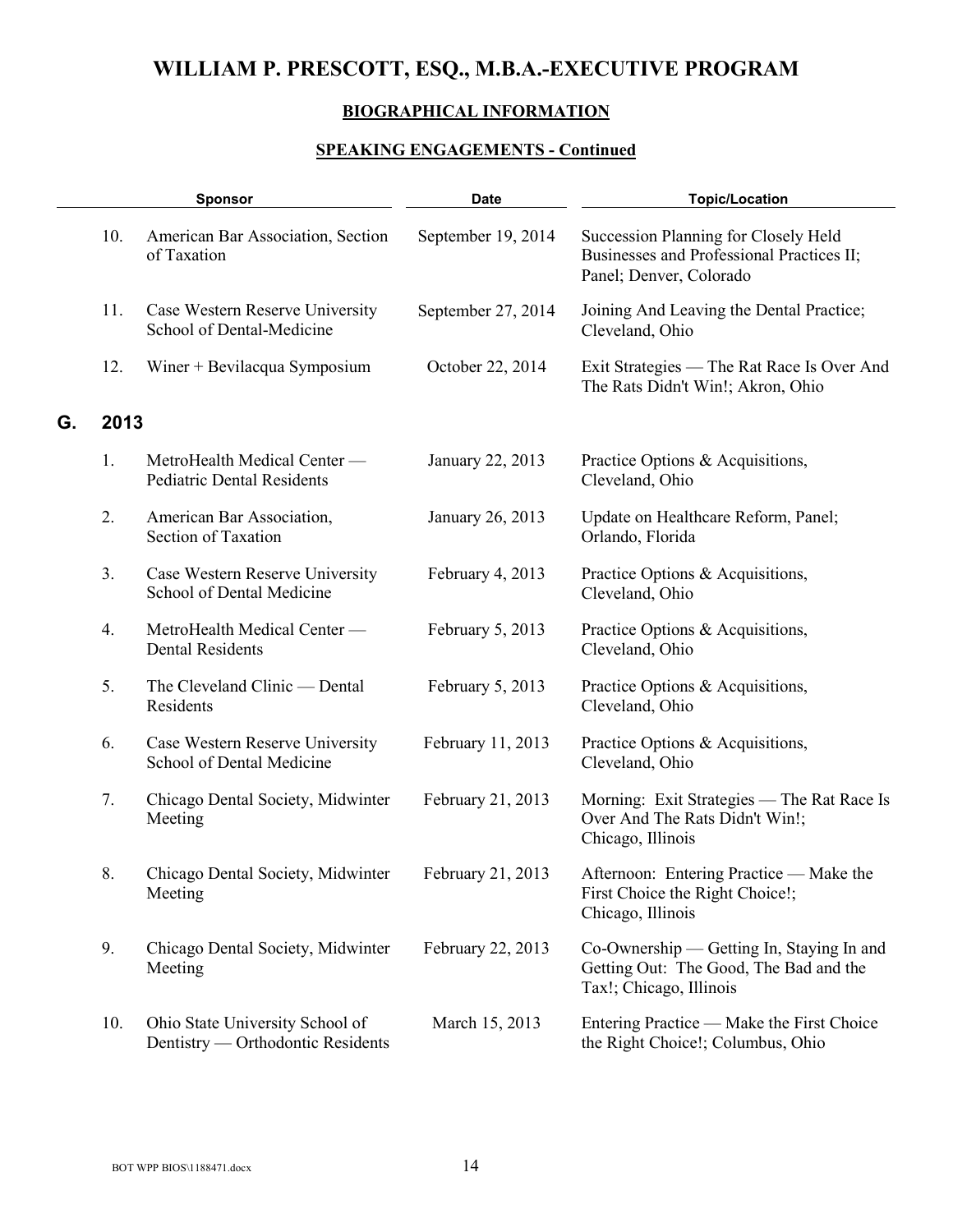# WILLIAM P. PRESCOTT, ESQ., M.B.A.-EXECUTIVE PROGRAM

## BIOGRAPHICAL INFORMATION

### SPEAKING ENGAGEMENTS - Continued

| | Sponsor | Date | Topic/Location |
|---|---|---|---|
| 10. | American Bar Association, Section of Taxation | September 19, 2014 | Succession Planning for Closely Held Businesses and Professional Practices II; Panel; Denver, Colorado |
| 11. | Case Western Reserve University School of Dental-Medicine | September 27, 2014 | Joining And Leaving the Dental Practice; Cleveland, Ohio |
| 12. | Winer + Bevilacqua Symposium | October 22, 2014 | Exit Strategies — The Rat Race Is Over And The Rats Didn't Win!; Akron, Ohio |

**G. 2013**

| | Sponsor | Date | Topic/Location |
|---|---|---|---|
| 1. | MetroHealth Medical Center — Pediatric Dental Residents | January 22, 2013 | Practice Options & Acquisitions, Cleveland, Ohio |
| 2. | American Bar Association, Section of Taxation | January 26, 2013 | Update on Healthcare Reform, Panel; Orlando, Florida |
| 3. | Case Western Reserve University School of Dental Medicine | February 4, 2013 | Practice Options & Acquisitions, Cleveland, Ohio |
| 4. | MetroHealth Medical Center — Dental Residents | February 5, 2013 | Practice Options & Acquisitions, Cleveland, Ohio |
| 5. | The Cleveland Clinic — Dental Residents | February 5, 2013 | Practice Options & Acquisitions, Cleveland, Ohio |
| 6. | Case Western Reserve University School of Dental Medicine | February 11, 2013 | Practice Options & Acquisitions, Cleveland, Ohio |
| 7. | Chicago Dental Society, Midwinter Meeting | February 21, 2013 | Morning: Exit Strategies — The Rat Race Is Over And The Rats Didn't Win!; Chicago, Illinois |
| 8. | Chicago Dental Society, Midwinter Meeting | February 21, 2013 | Afternoon: Entering Practice — Make the First Choice the Right Choice!; Chicago, Illinois |
| 9. | Chicago Dental Society, Midwinter Meeting | February 22, 2013 | Co-Ownership — Getting In, Staying In and Getting Out: The Good, The Bad and the Tax!; Chicago, Illinois |
| 10. | Ohio State University School of Dentistry — Orthodontic Residents | March 15, 2013 | Entering Practice — Make the First Choice the Right Choice!; Columbus, Ohio |

BOT WPP BIOS\1188471.docx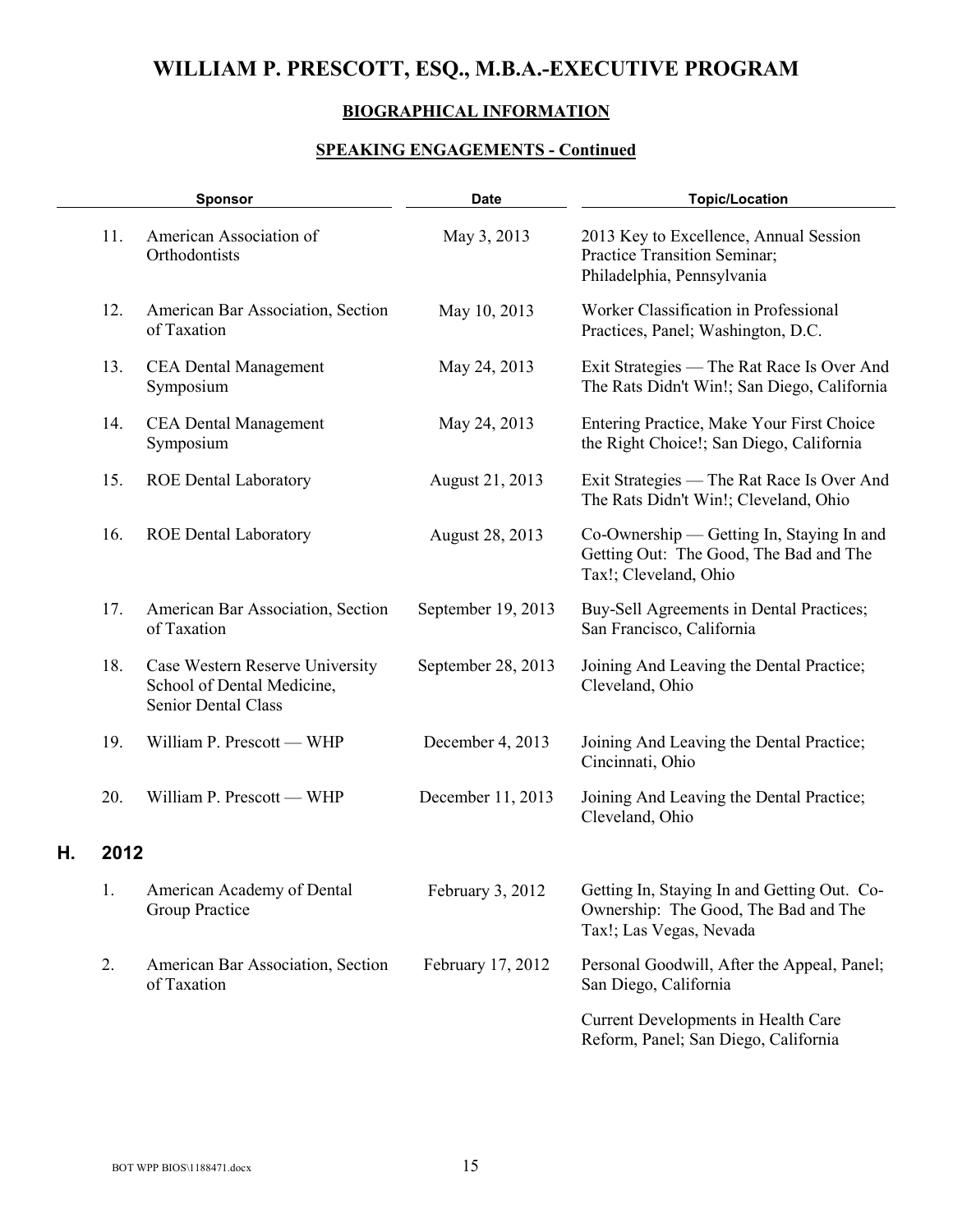# WILLIAM P. PRESCOTT, ESQ., M.B.A.-EXECUTIVE PROGRAM

## BIOGRAPHICAL INFORMATION

### SPEAKING ENGAGEMENTS - Continued

| | Sponsor | Date | Topic/Location |
|---|---|---|---|
| 11. | American Association of Orthodontists | May 3, 2013 | 2013 Key to Excellence, Annual Session Practice Transition Seminar; Philadelphia, Pennsylvania |
| 12. | American Bar Association, Section of Taxation | May 10, 2013 | Worker Classification in Professional Practices, Panel; Washington, D.C. |
| 13. | CEA Dental Management Symposium | May 24, 2013 | Exit Strategies — The Rat Race Is Over And The Rats Didn't Win!; San Diego, California |
| 14. | CEA Dental Management Symposium | May 24, 2013 | Entering Practice, Make Your First Choice the Right Choice!; San Diego, California |
| 15. | ROE Dental Laboratory | August 21, 2013 | Exit Strategies — The Rat Race Is Over And The Rats Didn't Win!; Cleveland, Ohio |
| 16. | ROE Dental Laboratory | August 28, 2013 | Co-Ownership — Getting In, Staying In and Getting Out: The Good, The Bad and The Tax!; Cleveland, Ohio |
| 17. | American Bar Association, Section of Taxation | September 19, 2013 | Buy-Sell Agreements in Dental Practices; San Francisco, California |
| 18. | Case Western Reserve University School of Dental Medicine, Senior Dental Class | September 28, 2013 | Joining And Leaving the Dental Practice; Cleveland, Ohio |
| 19. | William P. Prescott — WHP | December 4, 2013 | Joining And Leaving the Dental Practice; Cincinnati, Ohio |
| 20. | William P. Prescott — WHP | December 11, 2013 | Joining And Leaving the Dental Practice; Cleveland, Ohio |

## H. 2012

| | Sponsor | Date | Topic/Location |
|---|---|---|---|
| 1. | American Academy of Dental Group Practice | February 3, 2012 | Getting In, Staying In and Getting Out. Co-Ownership: The Good, The Bad and The Tax!; Las Vegas, Nevada |
| 2. | American Bar Association, Section of Taxation | February 17, 2012 | Personal Goodwill, After the Appeal, Panel; San Diego, California |
| | | | Current Developments in Health Care Reform, Panel; San Diego, California |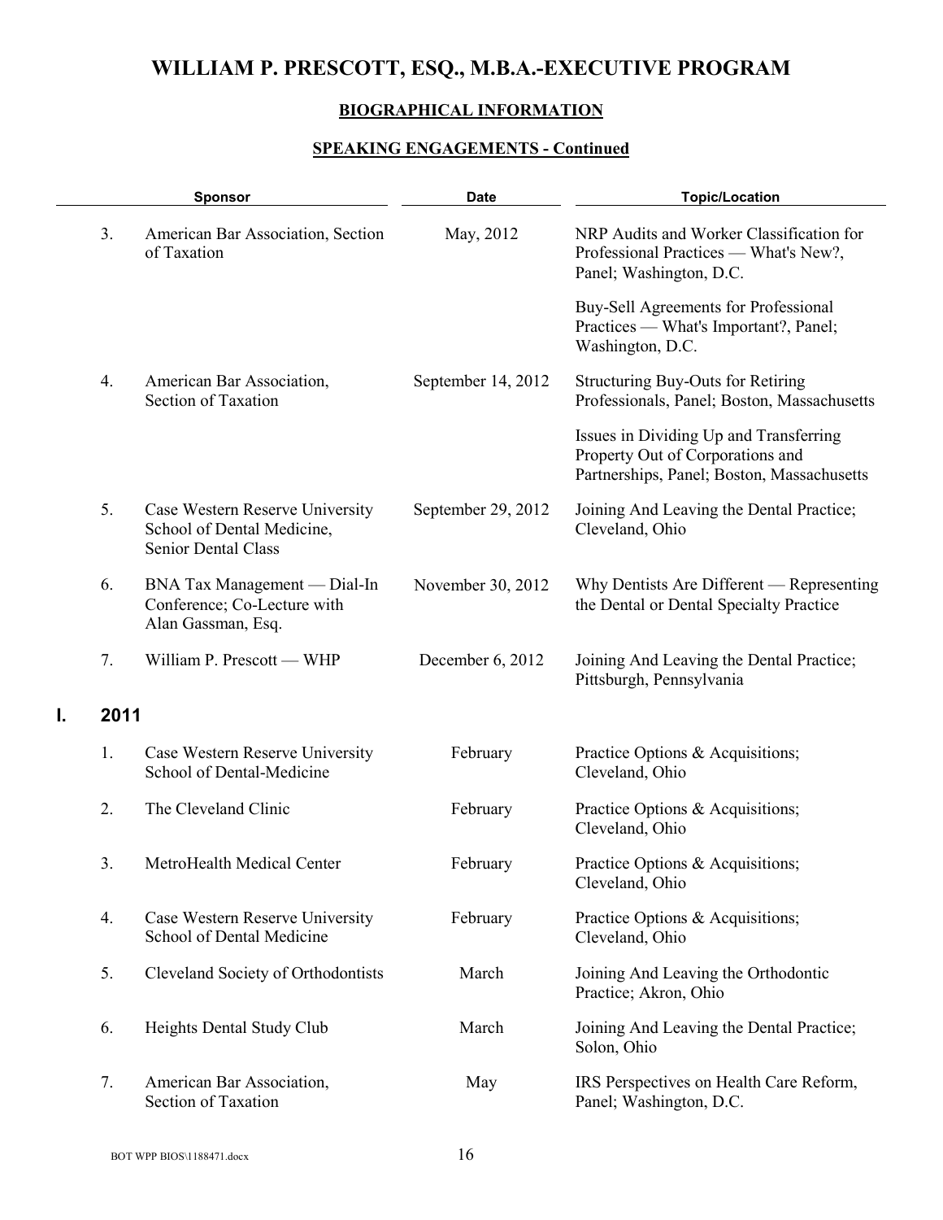# WILLIAM P. PRESCOTT, ESQ., M.B.A.-EXECUTIVE PROGRAM

## BIOGRAPHICAL INFORMATION

### SPEAKING ENGAGEMENTS - Continued

| | Sponsor | Date | Topic/Location |
|---|---|---|---|
| 3. | American Bar Association, Section of Taxation | May, 2012 | NRP Audits and Worker Classification for Professional Practices — What's New?, Panel; Washington, D.C. |
| | | | Buy-Sell Agreements for Professional Practices — What's Important?, Panel; Washington, D.C. |
| 4. | American Bar Association, Section of Taxation | September 14, 2012 | Structuring Buy-Outs for Retiring Professionals, Panel; Boston, Massachusetts |
| | | | Issues in Dividing Up and Transferring Property Out of Corporations and Partnerships, Panel; Boston, Massachusetts |
| 5. | Case Western Reserve University School of Dental Medicine, Senior Dental Class | September 29, 2012 | Joining And Leaving the Dental Practice; Cleveland, Ohio |
| 6. | BNA Tax Management — Dial-In Conference; Co-Lecture with Alan Gassman, Esq. | November 30, 2012 | Why Dentists Are Different — Representing the Dental or Dental Specialty Practice |
| 7. | William P. Prescott — WHP | December 6, 2012 | Joining And Leaving the Dental Practice; Pittsburgh, Pennsylvania |

## I. 2011

| | Sponsor | Date | Topic/Location |
|---|---|---|---|
| 1. | Case Western Reserve University School of Dental-Medicine | February | Practice Options & Acquisitions; Cleveland, Ohio |
| 2. | The Cleveland Clinic | February | Practice Options & Acquisitions; Cleveland, Ohio |
| 3. | MetroHealth Medical Center | February | Practice Options & Acquisitions; Cleveland, Ohio |
| 4. | Case Western Reserve University School of Dental Medicine | February | Practice Options & Acquisitions; Cleveland, Ohio |
| 5. | Cleveland Society of Orthodontists | March | Joining And Leaving the Orthodontic Practice; Akron, Ohio |
| 6. | Heights Dental Study Club | March | Joining And Leaving the Dental Practice; Solon, Ohio |
| 7. | American Bar Association, Section of Taxation | May | IRS Perspectives on Health Care Reform, Panel; Washington, D.C. |

BOT WPP BIOS\1188471.docx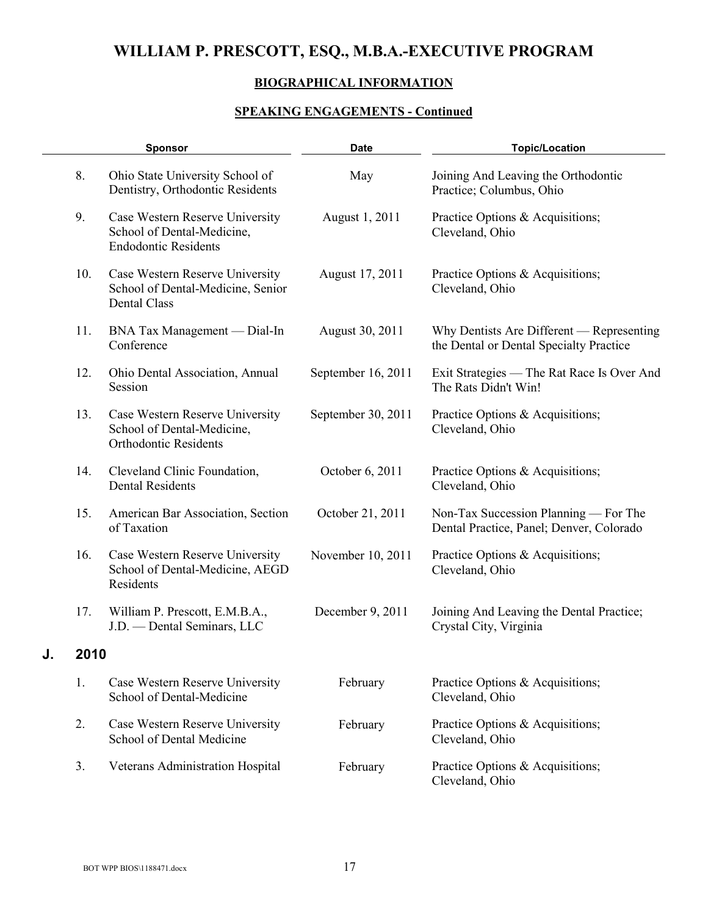# WILLIAM P. PRESCOTT, ESQ., M.B.A.-EXECUTIVE PROGRAM

**BIOGRAPHICAL INFORMATION**

**SPEAKING ENGAGEMENTS - Continued**

| | Sponsor | Date | Topic/Location |
|---|---|---|---|
| 8. | Ohio State University School of Dentistry, Orthodontic Residents | May | Joining And Leaving the Orthodontic Practice; Columbus, Ohio |
| 9. | Case Western Reserve University School of Dental-Medicine, Endodontic Residents | August 1, 2011 | Practice Options & Acquisitions; Cleveland, Ohio |
| 10. | Case Western Reserve University School of Dental-Medicine, Senior Dental Class | August 17, 2011 | Practice Options & Acquisitions; Cleveland, Ohio |
| 11. | BNA Tax Management — Dial-In Conference | August 30, 2011 | Why Dentists Are Different — Representing the Dental or Dental Specialty Practice |
| 12. | Ohio Dental Association, Annual Session | September 16, 2011 | Exit Strategies — The Rat Race Is Over And The Rats Didn't Win! |
| 13. | Case Western Reserve University School of Dental-Medicine, Orthodontic Residents | September 30, 2011 | Practice Options & Acquisitions; Cleveland, Ohio |
| 14. | Cleveland Clinic Foundation, Dental Residents | October 6, 2011 | Practice Options & Acquisitions; Cleveland, Ohio |
| 15. | American Bar Association, Section of Taxation | October 21, 2011 | Non-Tax Succession Planning — For The Dental Practice, Panel; Denver, Colorado |
| 16. | Case Western Reserve University School of Dental-Medicine, AEGD Residents | November 10, 2011 | Practice Options & Acquisitions; Cleveland, Ohio |
| 17. | William P. Prescott, E.M.B.A., J.D. — Dental Seminars, LLC | December 9, 2011 | Joining And Leaving the Dental Practice; Crystal City, Virginia |

## J. 2010

| | Sponsor | Date | Topic/Location |
|---|---|---|---|
| 1. | Case Western Reserve University School of Dental-Medicine | February | Practice Options & Acquisitions; Cleveland, Ohio |
| 2. | Case Western Reserve University School of Dental Medicine | February | Practice Options & Acquisitions; Cleveland, Ohio |
| 3. | Veterans Administration Hospital | February | Practice Options & Acquisitions; Cleveland, Ohio |

BOT WPP BIOS\1188471.docx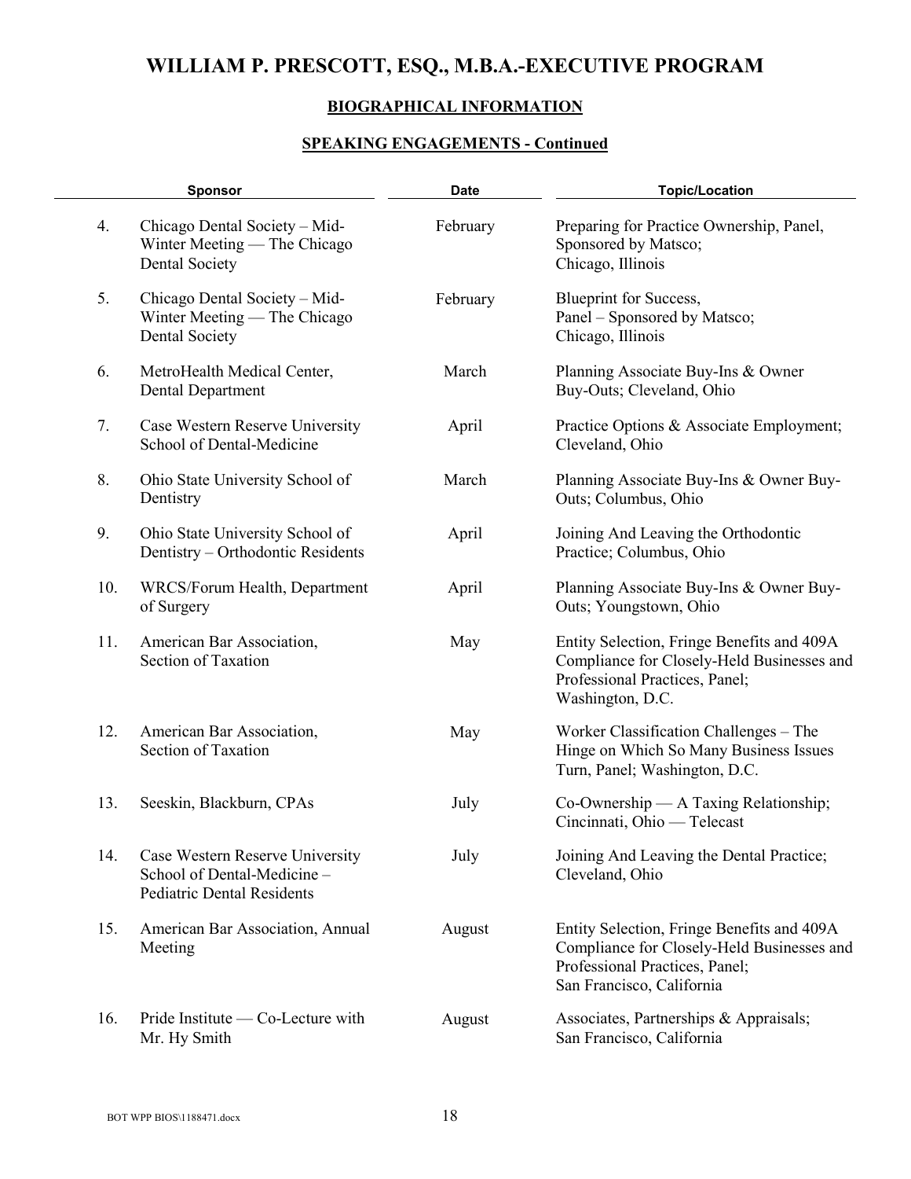# WILLIAM P. PRESCOTT, ESQ., M.B.A.-EXECUTIVE PROGRAM

## BIOGRAPHICAL INFORMATION

### SPEAKING ENGAGEMENTS - Continued

| | Sponsor | Date | Topic/Location |
|---|---|---|---|
| 4. | Chicago Dental Society – Mid-Winter Meeting — The Chicago Dental Society | February | Preparing for Practice Ownership, Panel, Sponsored by Matsco; Chicago, Illinois |
| 5. | Chicago Dental Society – Mid-Winter Meeting — The Chicago Dental Society | February | Blueprint for Success, Panel – Sponsored by Matsco; Chicago, Illinois |
| 6. | MetroHealth Medical Center, Dental Department | March | Planning Associate Buy-Ins & Owner Buy-Outs; Cleveland, Ohio |
| 7. | Case Western Reserve University School of Dental-Medicine | April | Practice Options & Associate Employment; Cleveland, Ohio |
| 8. | Ohio State University School of Dentistry | March | Planning Associate Buy-Ins & Owner Buy-Outs; Columbus, Ohio |
| 9. | Ohio State University School of Dentistry – Orthodontic Residents | April | Joining And Leaving the Orthodontic Practice; Columbus, Ohio |
| 10. | WRCS/Forum Health, Department of Surgery | April | Planning Associate Buy-Ins & Owner Buy-Outs; Youngstown, Ohio |
| 11. | American Bar Association, Section of Taxation | May | Entity Selection, Fringe Benefits and 409A Compliance for Closely-Held Businesses and Professional Practices, Panel; Washington, D.C. |
| 12. | American Bar Association, Section of Taxation | May | Worker Classification Challenges – The Hinge on Which So Many Business Issues Turn, Panel; Washington, D.C. |
| 13. | Seeskin, Blackburn, CPAs | July | Co-Ownership — A Taxing Relationship; Cincinnati, Ohio — Telecast |
| 14. | Case Western Reserve University School of Dental-Medicine – Pediatric Dental Residents | July | Joining And Leaving the Dental Practice; Cleveland, Ohio |
| 15. | American Bar Association, Annual Meeting | August | Entity Selection, Fringe Benefits and 409A Compliance for Closely-Held Businesses and Professional Practices, Panel; San Francisco, California |
| 16. | Pride Institute — Co-Lecture with Mr. Hy Smith | August | Associates, Partnerships & Appraisals; San Francisco, California |

BOT WPP BIOS\1188471.docx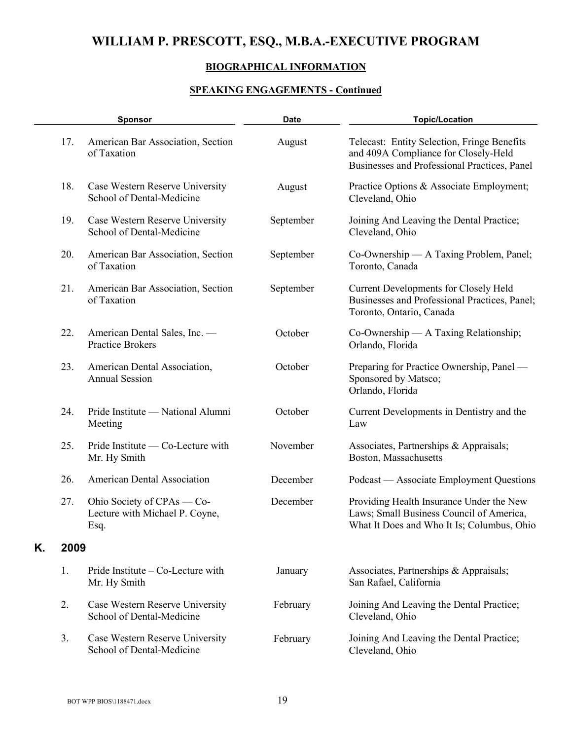# WILLIAM P. PRESCOTT, ESQ., M.B.A.-EXECUTIVE PROGRAM

## BIOGRAPHICAL INFORMATION

### SPEAKING ENGAGEMENTS - Continued

| | Sponsor | Date | Topic/Location |
|---|---|---|---|
| 17. | American Bar Association, Section of Taxation | August | Telecast: Entity Selection, Fringe Benefits and 409A Compliance for Closely-Held Businesses and Professional Practices, Panel |
| 18. | Case Western Reserve University School of Dental-Medicine | August | Practice Options & Associate Employment; Cleveland, Ohio |
| 19. | Case Western Reserve University School of Dental-Medicine | September | Joining And Leaving the Dental Practice; Cleveland, Ohio |
| 20. | American Bar Association, Section of Taxation | September | Co-Ownership — A Taxing Problem, Panel; Toronto, Canada |
| 21. | American Bar Association, Section of Taxation | September | Current Developments for Closely Held Businesses and Professional Practices, Panel; Toronto, Ontario, Canada |
| 22. | American Dental Sales, Inc. — Practice Brokers | October | Co-Ownership — A Taxing Relationship; Orlando, Florida |
| 23. | American Dental Association, Annual Session | October | Preparing for Practice Ownership, Panel — Sponsored by Matsco; Orlando, Florida |
| 24. | Pride Institute — National Alumni Meeting | October | Current Developments in Dentistry and the Law |
| 25. | Pride Institute — Co-Lecture with Mr. Hy Smith | November | Associates, Partnerships & Appraisals; Boston, Massachusetts |
| 26. | American Dental Association | December | Podcast — Associate Employment Questions |
| 27. | Ohio Society of CPAs — Co-Lecture with Michael P. Coyne, Esq. | December | Providing Health Insurance Under the New Laws; Small Business Council of America, What It Does and Who It Is; Columbus, Ohio |

## K. 2009

| | Sponsor | Date | Topic/Location |
|---|---|---|---|
| 1. | Pride Institute – Co-Lecture with Mr. Hy Smith | January | Associates, Partnerships & Appraisals; San Rafael, California |
| 2. | Case Western Reserve University School of Dental-Medicine | February | Joining And Leaving the Dental Practice; Cleveland, Ohio |
| 3. | Case Western Reserve University School of Dental-Medicine | February | Joining And Leaving the Dental Practice; Cleveland, Ohio |

BOT WPP BIOS\1188471.docx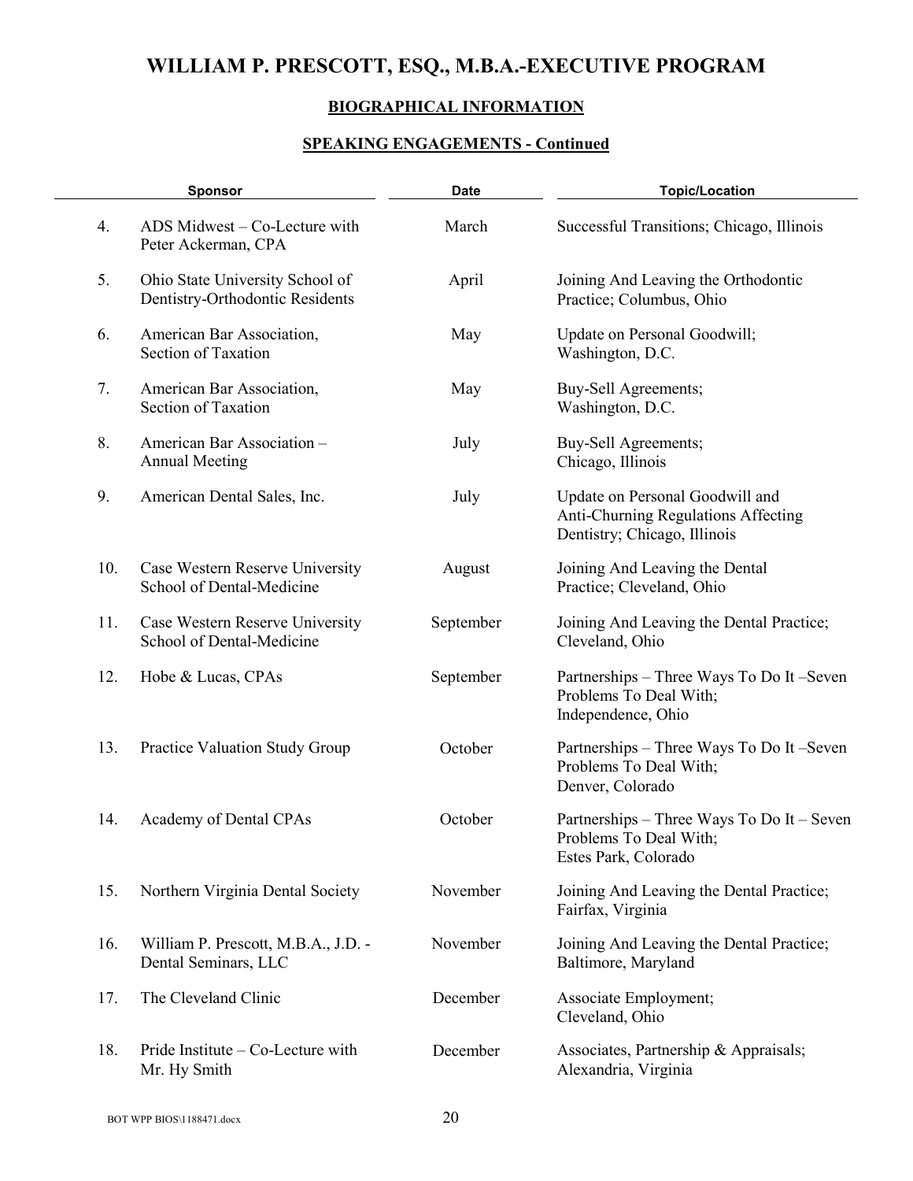# WILLIAM P. PRESCOTT, ESQ., M.B.A.-EXECUTIVE PROGRAM

## BIOGRAPHICAL INFORMATION

### SPEAKING ENGAGEMENTS - Continued

| | Sponsor | Date | Topic/Location |
|---|---|---|---|
| 4. | ADS Midwest – Co-Lecture with Peter Ackerman, CPA | March | Successful Transitions; Chicago, Illinois |
| 5. | Ohio State University School of Dentistry-Orthodontic Residents | April | Joining And Leaving the Orthodontic Practice; Columbus, Ohio |
| 6. | American Bar Association, Section of Taxation | May | Update on Personal Goodwill; Washington, D.C. |
| 7. | American Bar Association, Section of Taxation | May | Buy-Sell Agreements; Washington, D.C. |
| 8. | American Bar Association – Annual Meeting | July | Buy-Sell Agreements; Chicago, Illinois |
| 9. | American Dental Sales, Inc. | July | Update on Personal Goodwill and Anti-Churning Regulations Affecting Dentistry; Chicago, Illinois |
| 10. | Case Western Reserve University School of Dental-Medicine | August | Joining And Leaving the Dental Practice; Cleveland, Ohio |
| 11. | Case Western Reserve University School of Dental-Medicine | September | Joining And Leaving the Dental Practice; Cleveland, Ohio |
| 12. | Hobe & Lucas, CPAs | September | Partnerships – Three Ways To Do It –Seven Problems To Deal With; Independence, Ohio |
| 13. | Practice Valuation Study Group | October | Partnerships – Three Ways To Do It –Seven Problems To Deal With; Denver, Colorado |
| 14. | Academy of Dental CPAs | October | Partnerships – Three Ways To Do It – Seven Problems To Deal With; Estes Park, Colorado |
| 15. | Northern Virginia Dental Society | November | Joining And Leaving the Dental Practice; Fairfax, Virginia |
| 16. | William P. Prescott, M.B.A., J.D. - Dental Seminars, LLC | November | Joining And Leaving the Dental Practice; Baltimore, Maryland |
| 17. | The Cleveland Clinic | December | Associate Employment; Cleveland, Ohio |
| 18. | Pride Institute – Co-Lecture with Mr. Hy Smith | December | Associates, Partnership & Appraisals; Alexandria, Virginia |

BOT WPP BIOS\1188471.docx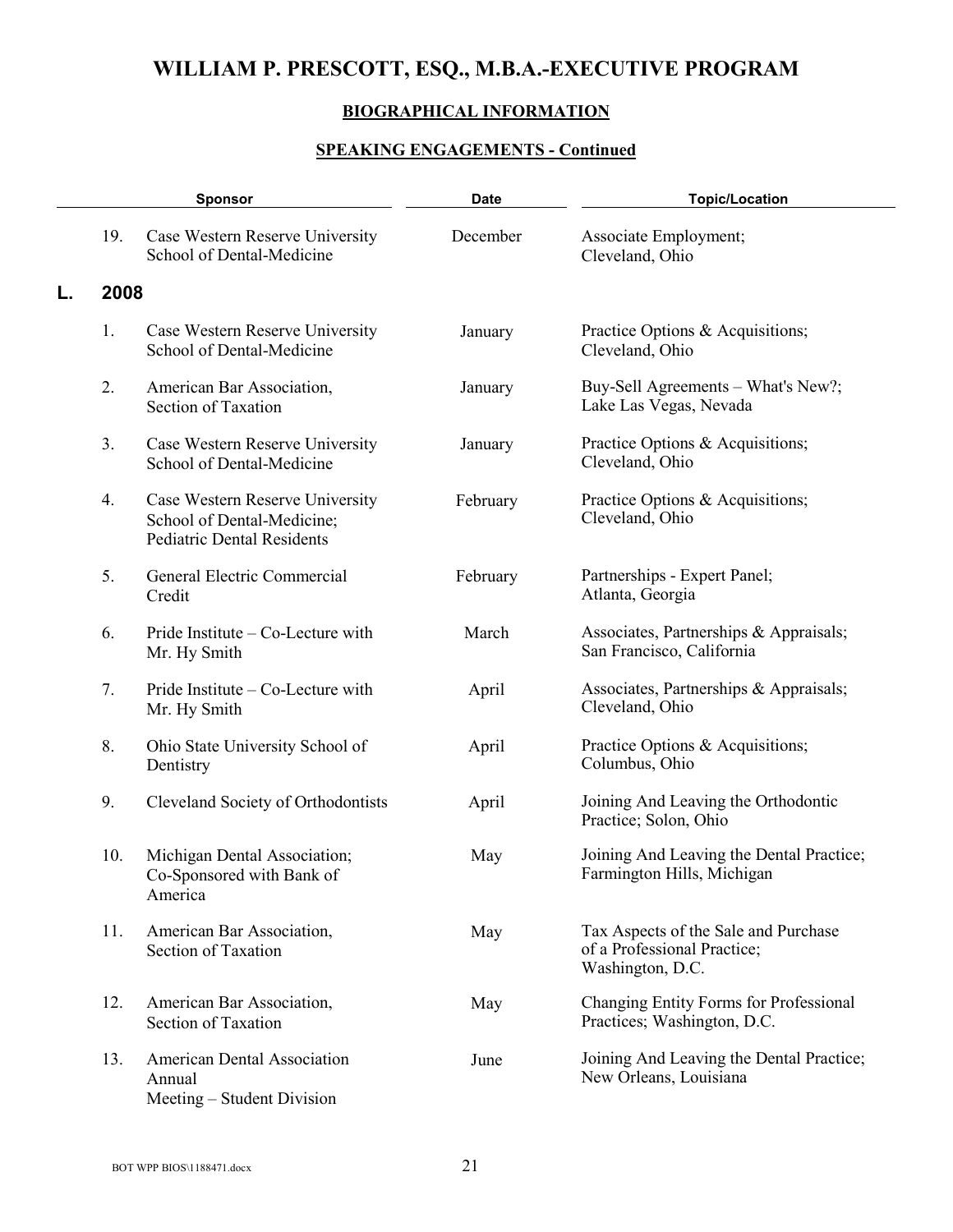# WILLIAM P. PRESCOTT, ESQ., M.B.A.-EXECUTIVE PROGRAM

## BIOGRAPHICAL INFORMATION

### SPEAKING ENGAGEMENTS - Continued

| | Sponsor | Date | Topic/Location |
|---|---|---|---|
| 19. | Case Western Reserve University School of Dental-Medicine | December | Associate Employment; Cleveland, Ohio |

**L. 2008**

| | Sponsor | Date | Topic/Location |
|---|---|---|---|
| 1. | Case Western Reserve University School of Dental-Medicine | January | Practice Options & Acquisitions; Cleveland, Ohio |
| 2. | American Bar Association, Section of Taxation | January | Buy-Sell Agreements – What's New?; Lake Las Vegas, Nevada |
| 3. | Case Western Reserve University School of Dental-Medicine | January | Practice Options & Acquisitions; Cleveland, Ohio |
| 4. | Case Western Reserve University School of Dental-Medicine; Pediatric Dental Residents | February | Practice Options & Acquisitions; Cleveland, Ohio |
| 5. | General Electric Commercial Credit | February | Partnerships - Expert Panel; Atlanta, Georgia |
| 6. | Pride Institute – Co-Lecture with Mr. Hy Smith | March | Associates, Partnerships & Appraisals; San Francisco, California |
| 7. | Pride Institute – Co-Lecture with Mr. Hy Smith | April | Associates, Partnerships & Appraisals; Cleveland, Ohio |
| 8. | Ohio State University School of Dentistry | April | Practice Options & Acquisitions; Columbus, Ohio |
| 9. | Cleveland Society of Orthodontists | April | Joining And Leaving the Orthodontic Practice; Solon, Ohio |
| 10. | Michigan Dental Association; Co-Sponsored with Bank of America | May | Joining And Leaving the Dental Practice; Farmington Hills, Michigan |
| 11. | American Bar Association, Section of Taxation | May | Tax Aspects of the Sale and Purchase of a Professional Practice; Washington, D.C. |
| 12. | American Bar Association, Section of Taxation | May | Changing Entity Forms for Professional Practices; Washington, D.C. |
| 13. | American Dental Association Annual Meeting – Student Division | June | Joining And Leaving the Dental Practice; New Orleans, Louisiana |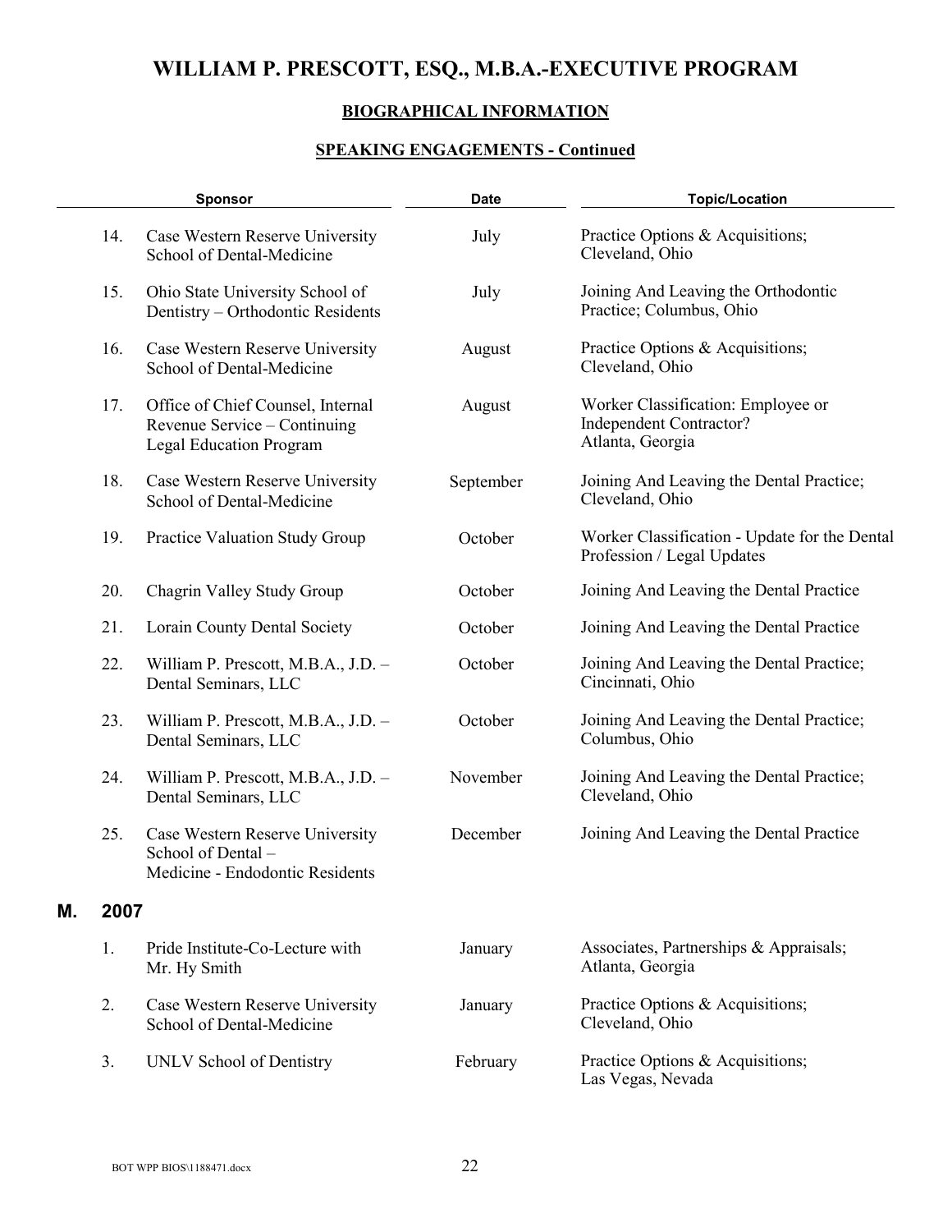# WILLIAM P. PRESCOTT, ESQ., M.B.A.-EXECUTIVE PROGRAM

## BIOGRAPHICAL INFORMATION

### SPEAKING ENGAGEMENTS - Continued

| | Sponsor | Date | Topic/Location |
|---|---|---|---|
| 14. | Case Western Reserve University School of Dental-Medicine | July | Practice Options & Acquisitions; Cleveland, Ohio |
| 15. | Ohio State University School of Dentistry – Orthodontic Residents | July | Joining And Leaving the Orthodontic Practice; Columbus, Ohio |
| 16. | Case Western Reserve University School of Dental-Medicine | August | Practice Options & Acquisitions; Cleveland, Ohio |
| 17. | Office of Chief Counsel, Internal Revenue Service – Continuing Legal Education Program | August | Worker Classification: Employee or Independent Contractor? Atlanta, Georgia |
| 18. | Case Western Reserve University School of Dental-Medicine | September | Joining And Leaving the Dental Practice; Cleveland, Ohio |
| 19. | Practice Valuation Study Group | October | Worker Classification - Update for the Dental Profession / Legal Updates |
| 20. | Chagrin Valley Study Group | October | Joining And Leaving the Dental Practice |
| 21. | Lorain County Dental Society | October | Joining And Leaving the Dental Practice |
| 22. | William P. Prescott, M.B.A., J.D. – Dental Seminars, LLC | October | Joining And Leaving the Dental Practice; Cincinnati, Ohio |
| 23. | William P. Prescott, M.B.A., J.D. – Dental Seminars, LLC | October | Joining And Leaving the Dental Practice; Columbus, Ohio |
| 24. | William P. Prescott, M.B.A., J.D. – Dental Seminars, LLC | November | Joining And Leaving the Dental Practice; Cleveland, Ohio |
| 25. | Case Western Reserve University School of Dental – Medicine - Endodontic Residents | December | Joining And Leaving the Dental Practice |

## M. 2007

| | Sponsor | Date | Topic/Location |
|---|---|---|---|
| 1. | Pride Institute-Co-Lecture with Mr. Hy Smith | January | Associates, Partnerships & Appraisals; Atlanta, Georgia |
| 2. | Case Western Reserve University School of Dental-Medicine | January | Practice Options & Acquisitions; Cleveland, Ohio |
| 3. | UNLV School of Dentistry | February | Practice Options & Acquisitions; Las Vegas, Nevada |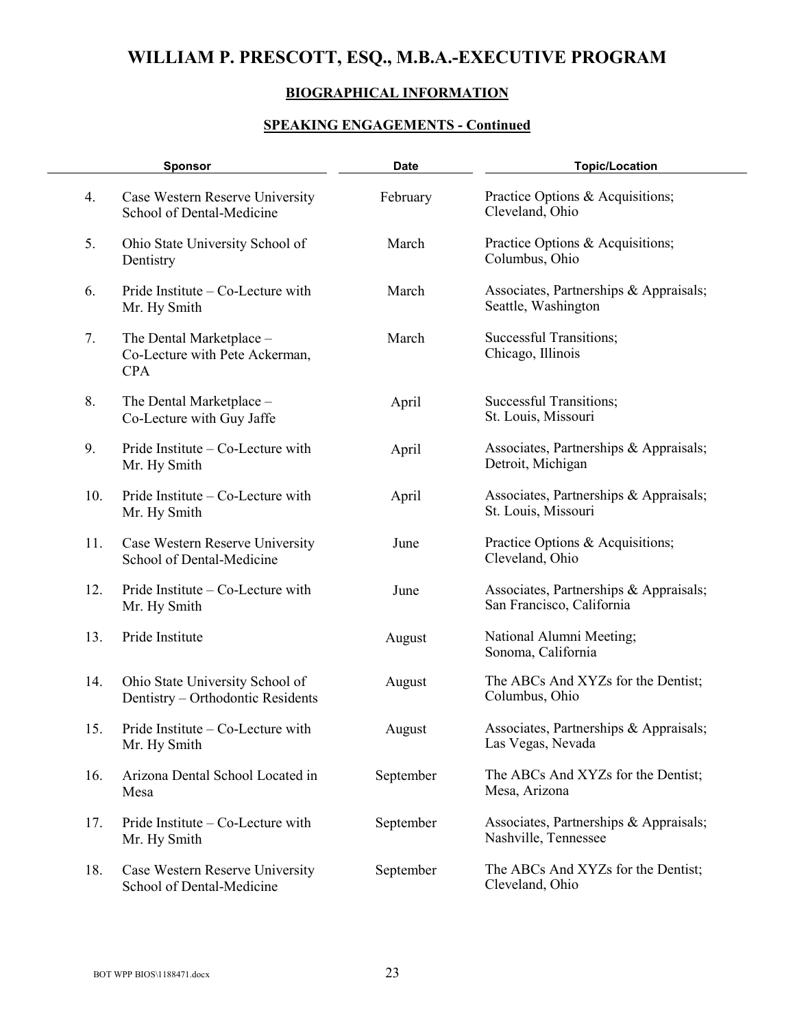# WILLIAM P. PRESCOTT, ESQ., M.B.A.-EXECUTIVE PROGRAM

## BIOGRAPHICAL INFORMATION

### SPEAKING ENGAGEMENTS - Continued

| | Sponsor | Date | Topic/Location |
|---|---|---|---|
| 4. | Case Western Reserve University School of Dental-Medicine | February | Practice Options & Acquisitions; Cleveland, Ohio |
| 5. | Ohio State University School of Dentistry | March | Practice Options & Acquisitions; Columbus, Ohio |
| 6. | Pride Institute – Co-Lecture with Mr. Hy Smith | March | Associates, Partnerships & Appraisals; Seattle, Washington |
| 7. | The Dental Marketplace – Co-Lecture with Pete Ackerman, CPA | March | Successful Transitions; Chicago, Illinois |
| 8. | The Dental Marketplace – Co-Lecture with Guy Jaffe | April | Successful Transitions; St. Louis, Missouri |
| 9. | Pride Institute – Co-Lecture with Mr. Hy Smith | April | Associates, Partnerships & Appraisals; Detroit, Michigan |
| 10. | Pride Institute – Co-Lecture with Mr. Hy Smith | April | Associates, Partnerships & Appraisals; St. Louis, Missouri |
| 11. | Case Western Reserve University School of Dental-Medicine | June | Practice Options & Acquisitions; Cleveland, Ohio |
| 12. | Pride Institute – Co-Lecture with Mr. Hy Smith | June | Associates, Partnerships & Appraisals; San Francisco, California |
| 13. | Pride Institute | August | National Alumni Meeting; Sonoma, California |
| 14. | Ohio State University School of Dentistry – Orthodontic Residents | August | The ABCs And XYZs for the Dentist; Columbus, Ohio |
| 15. | Pride Institute – Co-Lecture with Mr. Hy Smith | August | Associates, Partnerships & Appraisals; Las Vegas, Nevada |
| 16. | Arizona Dental School Located in Mesa | September | The ABCs And XYZs for the Dentist; Mesa, Arizona |
| 17. | Pride Institute – Co-Lecture with Mr. Hy Smith | September | Associates, Partnerships & Appraisals; Nashville, Tennessee |
| 18. | Case Western Reserve University School of Dental-Medicine | September | The ABCs And XYZs for the Dentist; Cleveland, Ohio |

BOT WPP BIOS\1188471.docx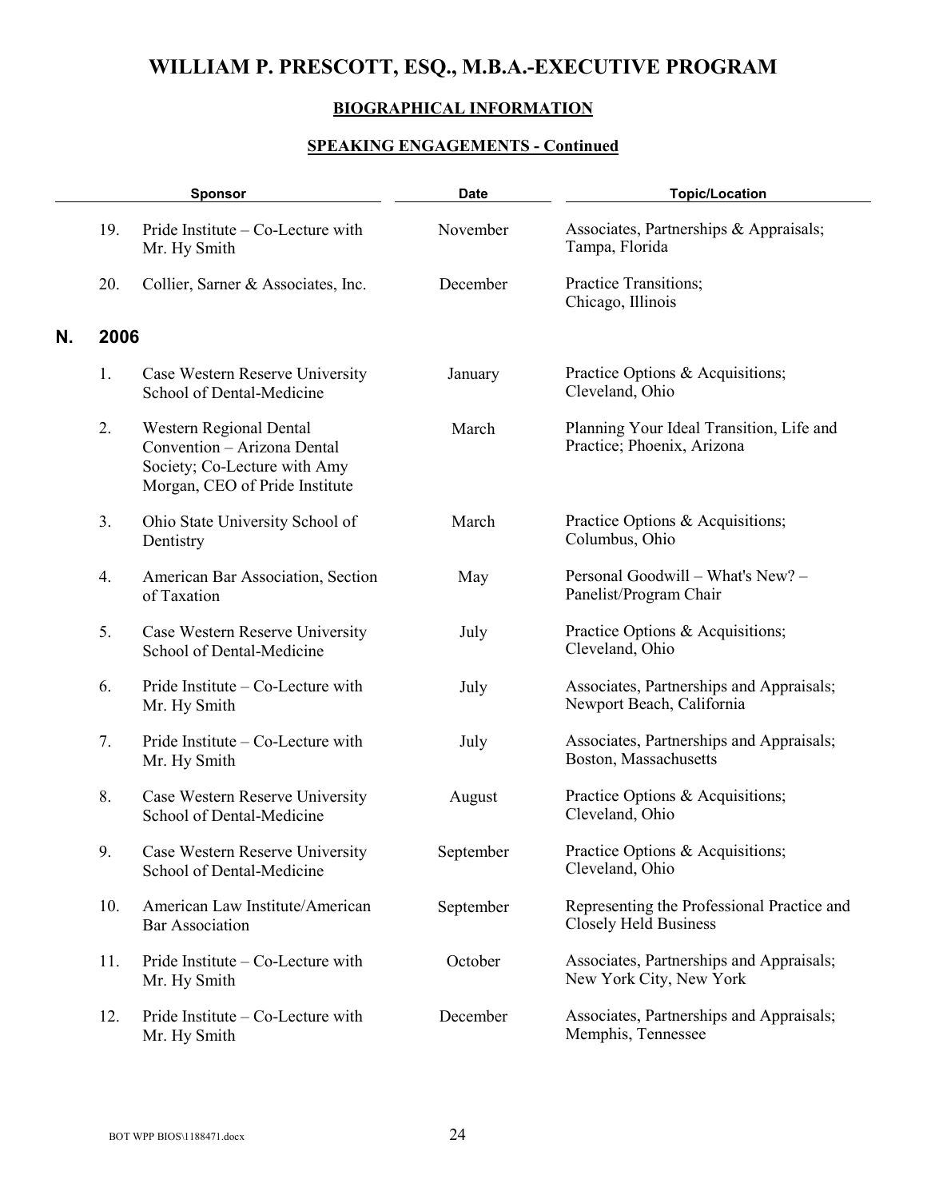# WILLIAM P. PRESCOTT, ESQ., M.B.A.-EXECUTIVE PROGRAM

## BIOGRAPHICAL INFORMATION

### SPEAKING ENGAGEMENTS - Continued

| | Sponsor | Date | Topic/Location |
|---|---|---|---|
| 19. | Pride Institute – Co-Lecture with Mr. Hy Smith | November | Associates, Partnerships & Appraisals; Tampa, Florida |
| 20. | Collier, Sarner & Associates, Inc. | December | Practice Transitions; Chicago, Illinois |

**N. 2006**

| | Sponsor | Date | Topic/Location |
|---|---|---|---|
| 1. | Case Western Reserve University School of Dental-Medicine | January | Practice Options & Acquisitions; Cleveland, Ohio |
| 2. | Western Regional Dental Convention – Arizona Dental Society; Co-Lecture with Amy Morgan, CEO of Pride Institute | March | Planning Your Ideal Transition, Life and Practice; Phoenix, Arizona |
| 3. | Ohio State University School of Dentistry | March | Practice Options & Acquisitions; Columbus, Ohio |
| 4. | American Bar Association, Section of Taxation | May | Personal Goodwill – What's New? – Panelist/Program Chair |
| 5. | Case Western Reserve University School of Dental-Medicine | July | Practice Options & Acquisitions; Cleveland, Ohio |
| 6. | Pride Institute – Co-Lecture with Mr. Hy Smith | July | Associates, Partnerships and Appraisals; Newport Beach, California |
| 7. | Pride Institute – Co-Lecture with Mr. Hy Smith | July | Associates, Partnerships and Appraisals; Boston, Massachusetts |
| 8. | Case Western Reserve University School of Dental-Medicine | August | Practice Options & Acquisitions; Cleveland, Ohio |
| 9. | Case Western Reserve University School of Dental-Medicine | September | Practice Options & Acquisitions; Cleveland, Ohio |
| 10. | American Law Institute/American Bar Association | September | Representing the Professional Practice and Closely Held Business |
| 11. | Pride Institute – Co-Lecture with Mr. Hy Smith | October | Associates, Partnerships and Appraisals; New York City, New York |
| 12. | Pride Institute – Co-Lecture with Mr. Hy Smith | December | Associates, Partnerships and Appraisals; Memphis, Tennessee |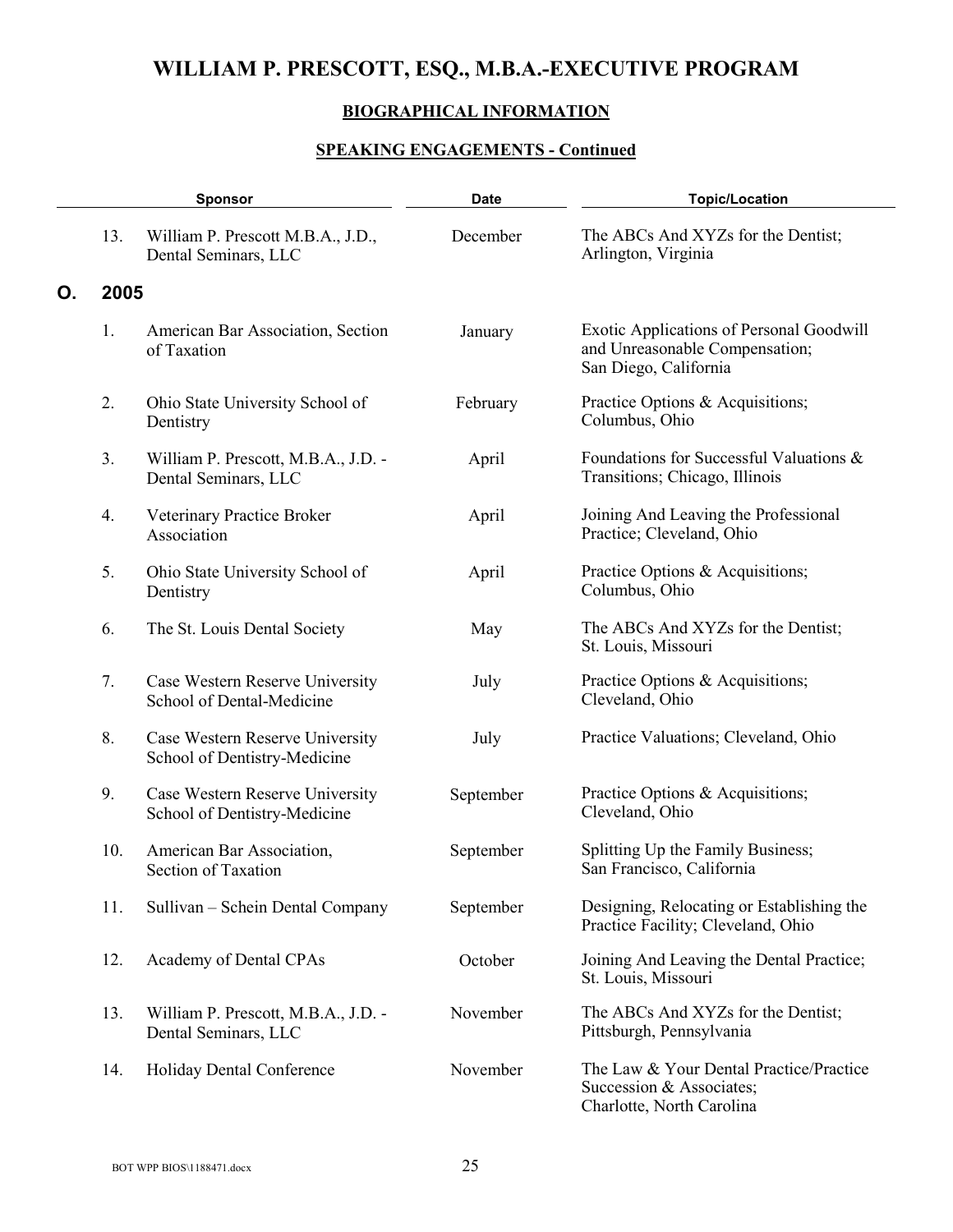# WILLIAM P. PRESCOTT, ESQ., M.B.A.-EXECUTIVE PROGRAM

## BIOGRAPHICAL INFORMATION

### SPEAKING ENGAGEMENTS - Continued

| | | Sponsor | Date | Topic/Location |
|---|---|---|---|---|
| | 13. | William P. Prescott M.B.A., J.D., Dental Seminars, LLC | December | The ABCs And XYZs for the Dentist; Arlington, Virginia |
| **O.** | **2005** | | | |
| | 1. | American Bar Association, Section of Taxation | January | Exotic Applications of Personal Goodwill and Unreasonable Compensation; San Diego, California |
| | 2. | Ohio State University School of Dentistry | February | Practice Options & Acquisitions; Columbus, Ohio |
| | 3. | William P. Prescott, M.B.A., J.D. - Dental Seminars, LLC | April | Foundations for Successful Valuations & Transitions; Chicago, Illinois |
| | 4. | Veterinary Practice Broker Association | April | Joining And Leaving the Professional Practice; Cleveland, Ohio |
| | 5. | Ohio State University School of Dentistry | April | Practice Options & Acquisitions; Columbus, Ohio |
| | 6. | The St. Louis Dental Society | May | The ABCs And XYZs for the Dentist; St. Louis, Missouri |
| | 7. | Case Western Reserve University School of Dental-Medicine | July | Practice Options & Acquisitions; Cleveland, Ohio |
| | 8. | Case Western Reserve University School of Dentistry-Medicine | July | Practice Valuations; Cleveland, Ohio |
| | 9. | Case Western Reserve University School of Dentistry-Medicine | September | Practice Options & Acquisitions; Cleveland, Ohio |
| | 10. | American Bar Association, Section of Taxation | September | Splitting Up the Family Business; San Francisco, California |
| | 11. | Sullivan – Schein Dental Company | September | Designing, Relocating or Establishing the Practice Facility; Cleveland, Ohio |
| | 12. | Academy of Dental CPAs | October | Joining And Leaving the Dental Practice; St. Louis, Missouri |
| | 13. | William P. Prescott, M.B.A., J.D. - Dental Seminars, LLC | November | The ABCs And XYZs for the Dentist; Pittsburgh, Pennsylvania |
| | 14. | Holiday Dental Conference | November | The Law & Your Dental Practice/Practice Succession & Associates; Charlotte, North Carolina |

BOT WPP BIOS\1188471.docx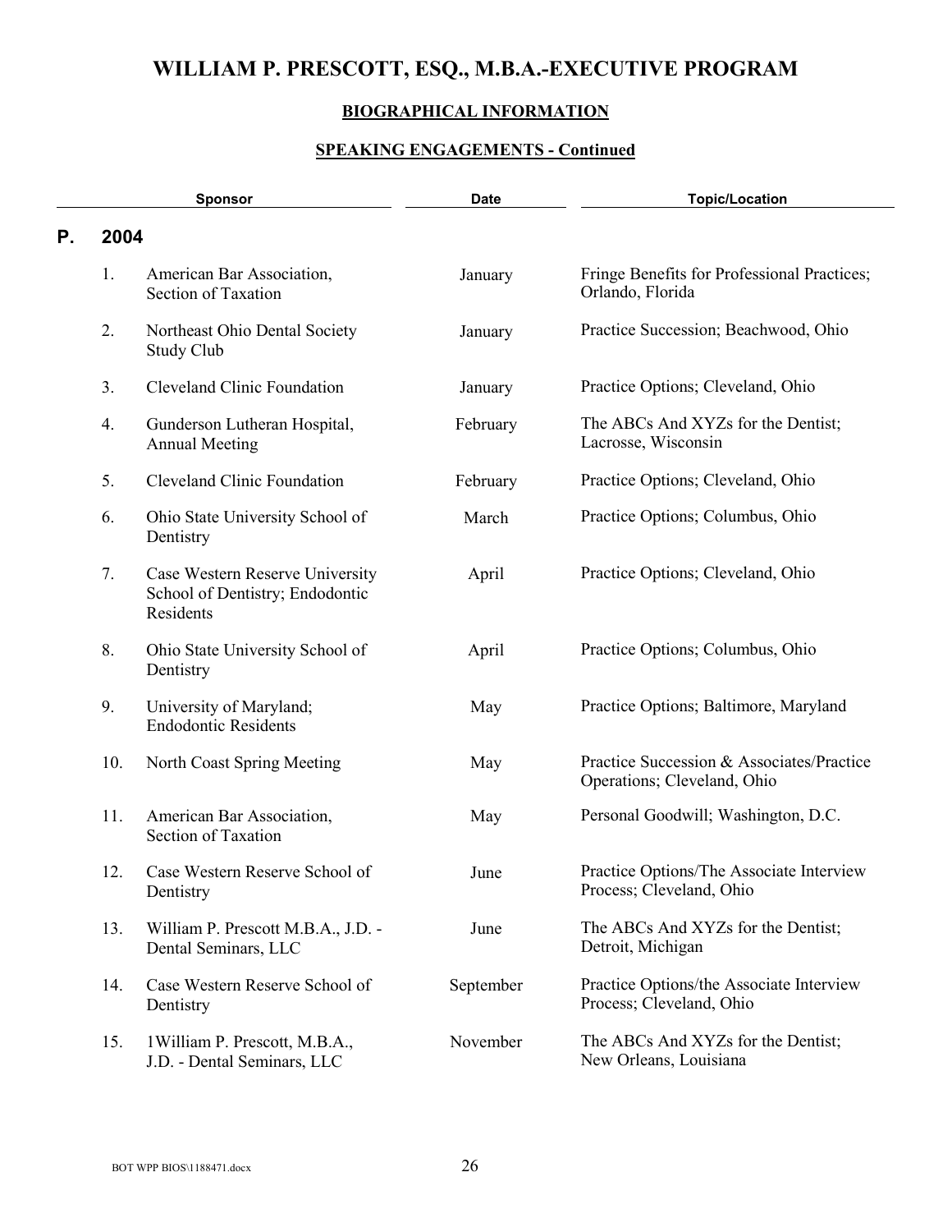# WILLIAM P. PRESCOTT, ESQ., M.B.A.-EXECUTIVE PROGRAM

## BIOGRAPHICAL INFORMATION

### SPEAKING ENGAGEMENTS - Continued

| | | Sponsor | Date | Topic/Location |
|---|---|---|---|---|
| **P.** | **2004** | | | |
| | 1. | American Bar Association, Section of Taxation | January | Fringe Benefits for Professional Practices; Orlando, Florida |
| | 2. | Northeast Ohio Dental Society Study Club | January | Practice Succession; Beachwood, Ohio |
| | 3. | Cleveland Clinic Foundation | January | Practice Options; Cleveland, Ohio |
| | 4. | Gunderson Lutheran Hospital, Annual Meeting | February | The ABCs And XYZs for the Dentist; Lacrosse, Wisconsin |
| | 5. | Cleveland Clinic Foundation | February | Practice Options; Cleveland, Ohio |
| | 6. | Ohio State University School of Dentistry | March | Practice Options; Columbus, Ohio |
| | 7. | Case Western Reserve University School of Dentistry; Endodontic Residents | April | Practice Options; Cleveland, Ohio |
| | 8. | Ohio State University School of Dentistry | April | Practice Options; Columbus, Ohio |
| | 9. | University of Maryland; Endodontic Residents | May | Practice Options; Baltimore, Maryland |
| | 10. | North Coast Spring Meeting | May | Practice Succession & Associates/Practice Operations; Cleveland, Ohio |
| | 11. | American Bar Association, Section of Taxation | May | Personal Goodwill; Washington, D.C. |
| | 12. | Case Western Reserve School of Dentistry | June | Practice Options/The Associate Interview Process; Cleveland, Ohio |
| | 13. | William P. Prescott M.B.A., J.D. - Dental Seminars, LLC | June | The ABCs And XYZs for the Dentist; Detroit, Michigan |
| | 14. | Case Western Reserve School of Dentistry | September | Practice Options/the Associate Interview Process; Cleveland, Ohio |
| | 15. | 1William P. Prescott, M.B.A., J.D. - Dental Seminars, LLC | November | The ABCs And XYZs for the Dentist; New Orleans, Louisiana |

BOT WPP BIOS\1188471.docx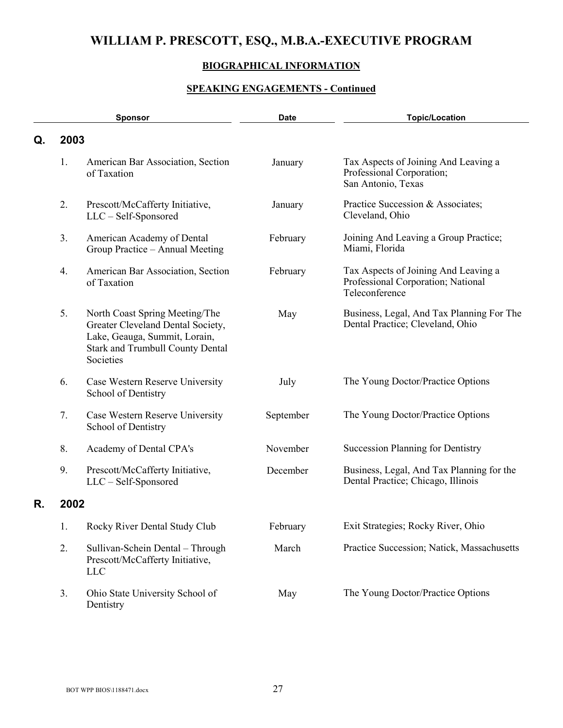# WILLIAM P. PRESCOTT, ESQ., M.B.A.-EXECUTIVE PROGRAM

## BIOGRAPHICAL INFORMATION

### SPEAKING ENGAGEMENTS - Continued

| | | Sponsor | Date | Topic/Location |
|---|---|---|---|---|
| **Q.** | **2003** | | | |
| | 1. | American Bar Association, Section of Taxation | January | Tax Aspects of Joining And Leaving a Professional Corporation; San Antonio, Texas |
| | 2. | Prescott/McCafferty Initiative, LLC – Self-Sponsored | January | Practice Succession & Associates; Cleveland, Ohio |
| | 3. | American Academy of Dental Group Practice – Annual Meeting | February | Joining And Leaving a Group Practice; Miami, Florida |
| | 4. | American Bar Association, Section of Taxation | February | Tax Aspects of Joining And Leaving a Professional Corporation; National Teleconference |
| | 5. | North Coast Spring Meeting/The Greater Cleveland Dental Society, Lake, Geauga, Summit, Lorain, Stark and Trumbull County Dental Societies | May | Business, Legal, And Tax Planning For The Dental Practice; Cleveland, Ohio |
| | 6. | Case Western Reserve University School of Dentistry | July | The Young Doctor/Practice Options |
| | 7. | Case Western Reserve University School of Dentistry | September | The Young Doctor/Practice Options |
| | 8. | Academy of Dental CPA's | November | Succession Planning for Dentistry |
| | 9. | Prescott/McCafferty Initiative, LLC – Self-Sponsored | December | Business, Legal, And Tax Planning for the Dental Practice; Chicago, Illinois |
| **R.** | **2002** | | | |
| | 1. | Rocky River Dental Study Club | February | Exit Strategies; Rocky River, Ohio |
| | 2. | Sullivan-Schein Dental – Through Prescott/McCafferty Initiative, LLC | March | Practice Succession; Natick, Massachusetts |
| | 3. | Ohio State University School of Dentistry | May | The Young Doctor/Practice Options |

BOT WPP BIOS\1188471.docx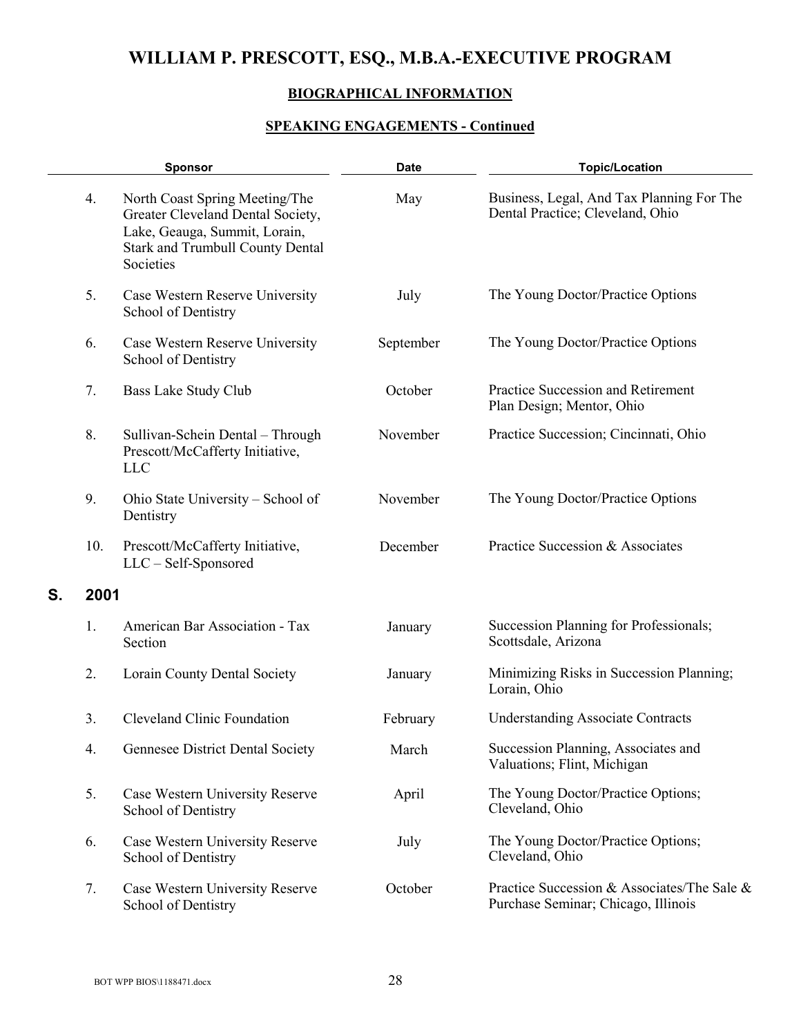# WILLIAM P. PRESCOTT, ESQ., M.B.A.-EXECUTIVE PROGRAM

## BIOGRAPHICAL INFORMATION

### SPEAKING ENGAGEMENTS - Continued

| | Sponsor | Date | Topic/Location |
|---|---|---|---|
| 4. | North Coast Spring Meeting/The Greater Cleveland Dental Society, Lake, Geauga, Summit, Lorain, Stark and Trumbull County Dental Societies | May | Business, Legal, And Tax Planning For The Dental Practice; Cleveland, Ohio |
| 5. | Case Western Reserve University School of Dentistry | July | The Young Doctor/Practice Options |
| 6. | Case Western Reserve University School of Dentistry | September | The Young Doctor/Practice Options |
| 7. | Bass Lake Study Club | October | Practice Succession and Retirement Plan Design; Mentor, Ohio |
| 8. | Sullivan-Schein Dental – Through Prescott/McCafferty Initiative, LLC | November | Practice Succession; Cincinnati, Ohio |
| 9. | Ohio State University – School of Dentistry | November | The Young Doctor/Practice Options |
| 10. | Prescott/McCafferty Initiative, LLC – Self-Sponsored | December | Practice Succession & Associates |

**S. 2001**

| | Sponsor | Date | Topic/Location |
|---|---|---|---|
| 1. | American Bar Association - Tax Section | January | Succession Planning for Professionals; Scottsdale, Arizona |
| 2. | Lorain County Dental Society | January | Minimizing Risks in Succession Planning; Lorain, Ohio |
| 3. | Cleveland Clinic Foundation | February | Understanding Associate Contracts |
| 4. | Gennesee District Dental Society | March | Succession Planning, Associates and Valuations; Flint, Michigan |
| 5. | Case Western University Reserve School of Dentistry | April | The Young Doctor/Practice Options; Cleveland, Ohio |
| 6. | Case Western University Reserve School of Dentistry | July | The Young Doctor/Practice Options; Cleveland, Ohio |
| 7. | Case Western University Reserve School of Dentistry | October | Practice Succession & Associates/The Sale & Purchase Seminar; Chicago, Illinois |

BOT WPP BIOS\1188471.docx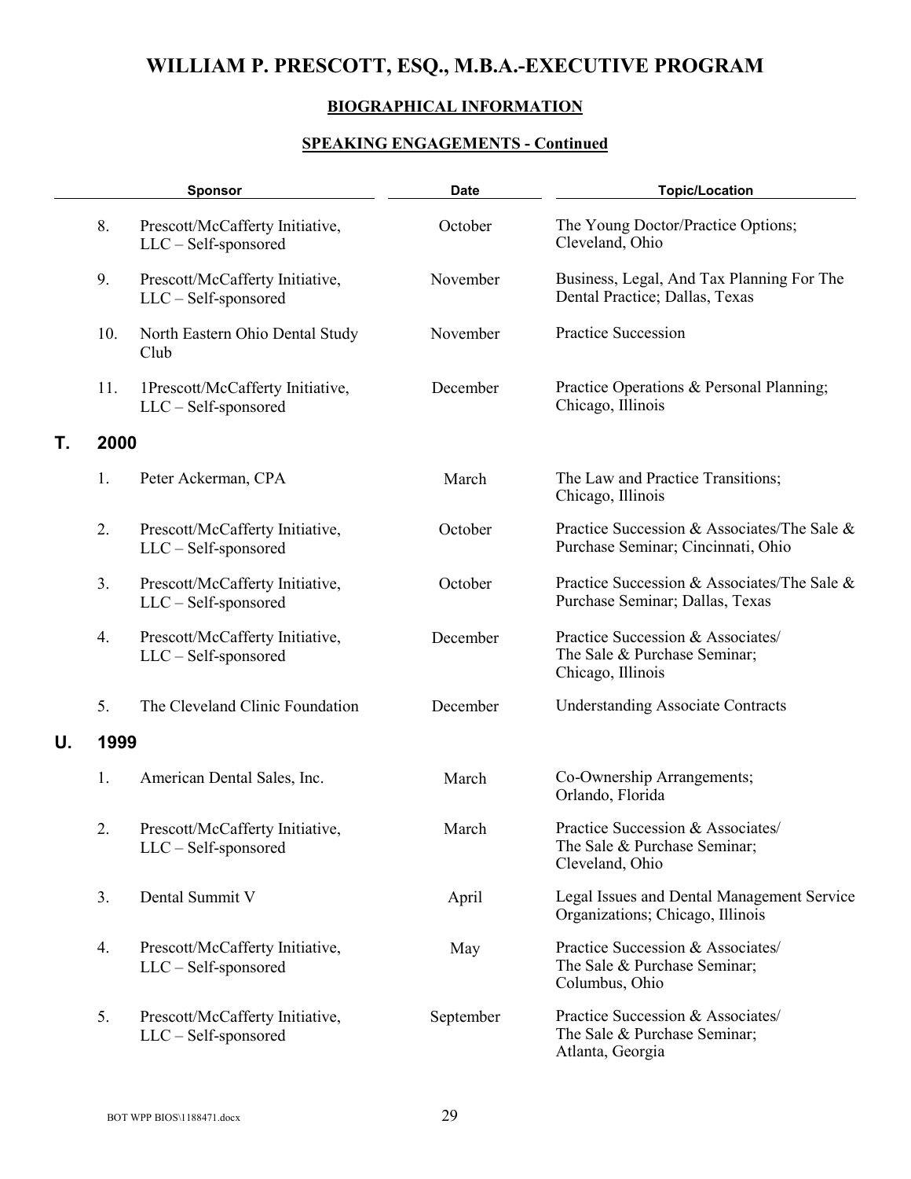# WILLIAM P. PRESCOTT, ESQ., M.B.A.-EXECUTIVE PROGRAM

## BIOGRAPHICAL INFORMATION

### SPEAKING ENGAGEMENTS - Continued

| | | Sponsor | Date | Topic/Location |
|---|---|---|---|---|
| | 8. | Prescott/McCafferty Initiative, LLC – Self-sponsored | October | The Young Doctor/Practice Options; Cleveland, Ohio |
| | 9. | Prescott/McCafferty Initiative, LLC – Self-sponsored | November | Business, Legal, And Tax Planning For The Dental Practice; Dallas, Texas |
| | 10. | North Eastern Ohio Dental Study Club | November | Practice Succession |
| | 11. | 1Prescott/McCafferty Initiative, LLC – Self-sponsored | December | Practice Operations & Personal Planning; Chicago, Illinois |
| **T.** | **2000** | | | |
| | 1. | Peter Ackerman, CPA | March | The Law and Practice Transitions; Chicago, Illinois |
| | 2. | Prescott/McCafferty Initiative, LLC – Self-sponsored | October | Practice Succession & Associates/The Sale & Purchase Seminar; Cincinnati, Ohio |
| | 3. | Prescott/McCafferty Initiative, LLC – Self-sponsored | October | Practice Succession & Associates/The Sale & Purchase Seminar; Dallas, Texas |
| | 4. | Prescott/McCafferty Initiative, LLC – Self-sponsored | December | Practice Succession & Associates/ The Sale & Purchase Seminar; Chicago, Illinois |
| | 5. | The Cleveland Clinic Foundation | December | Understanding Associate Contracts |
| **U.** | **1999** | | | |
| | 1. | American Dental Sales, Inc. | March | Co-Ownership Arrangements; Orlando, Florida |
| | 2. | Prescott/McCafferty Initiative, LLC – Self-sponsored | March | Practice Succession & Associates/ The Sale & Purchase Seminar; Cleveland, Ohio |
| | 3. | Dental Summit V | April | Legal Issues and Dental Management Service Organizations; Chicago, Illinois |
| | 4. | Prescott/McCafferty Initiative, LLC – Self-sponsored | May | Practice Succession & Associates/ The Sale & Purchase Seminar; Columbus, Ohio |
| | 5. | Prescott/McCafferty Initiative, LLC – Self-sponsored | September | Practice Succession & Associates/ The Sale & Purchase Seminar; Atlanta, Georgia |

BOT WPP BIOS\1188471.docx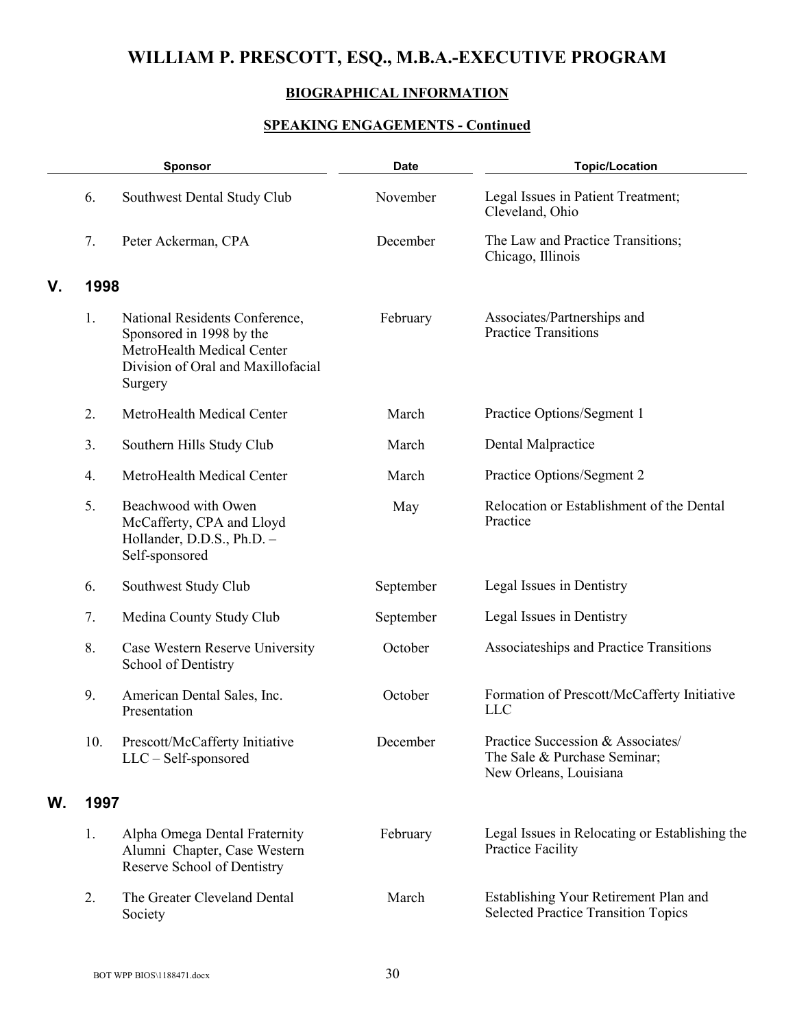# WILLIAM P. PRESCOTT, ESQ., M.B.A.-EXECUTIVE PROGRAM

## BIOGRAPHICAL INFORMATION

### SPEAKING ENGAGEMENTS - Continued

| | Sponsor | Date | Topic/Location |
|---|---|---|---|
| 6. | Southwest Dental Study Club | November | Legal Issues in Patient Treatment; Cleveland, Ohio |
| 7. | Peter Ackerman, CPA | December | The Law and Practice Transitions; Chicago, Illinois |

## V. 1998

| | Sponsor | Date | Topic/Location |
|---|---|---|---|
| 1. | National Residents Conference, Sponsored in 1998 by the MetroHealth Medical Center Division of Oral and Maxillofacial Surgery | February | Associates/Partnerships and Practice Transitions |
| 2. | MetroHealth Medical Center | March | Practice Options/Segment 1 |
| 3. | Southern Hills Study Club | March | Dental Malpractice |
| 4. | MetroHealth Medical Center | March | Practice Options/Segment 2 |
| 5. | Beachwood with Owen McCafferty, CPA and Lloyd Hollander, D.D.S., Ph.D. – Self-sponsored | May | Relocation or Establishment of the Dental Practice |
| 6. | Southwest Study Club | September | Legal Issues in Dentistry |
| 7. | Medina County Study Club | September | Legal Issues in Dentistry |
| 8. | Case Western Reserve University School of Dentistry | October | Associateships and Practice Transitions |
| 9. | American Dental Sales, Inc. Presentation | October | Formation of Prescott/McCafferty Initiative LLC |
| 10. | Prescott/McCafferty Initiative LLC – Self-sponsored | December | Practice Succession & Associates/ The Sale & Purchase Seminar; New Orleans, Louisiana |

## W. 1997

| | Sponsor | Date | Topic/Location |
|---|---|---|---|
| 1. | Alpha Omega Dental Fraternity Alumni Chapter, Case Western Reserve School of Dentistry | February | Legal Issues in Relocating or Establishing the Practice Facility |
| 2. | The Greater Cleveland Dental Society | March | Establishing Your Retirement Plan and Selected Practice Transition Topics |

BOT WPP BIOS\1188471.docx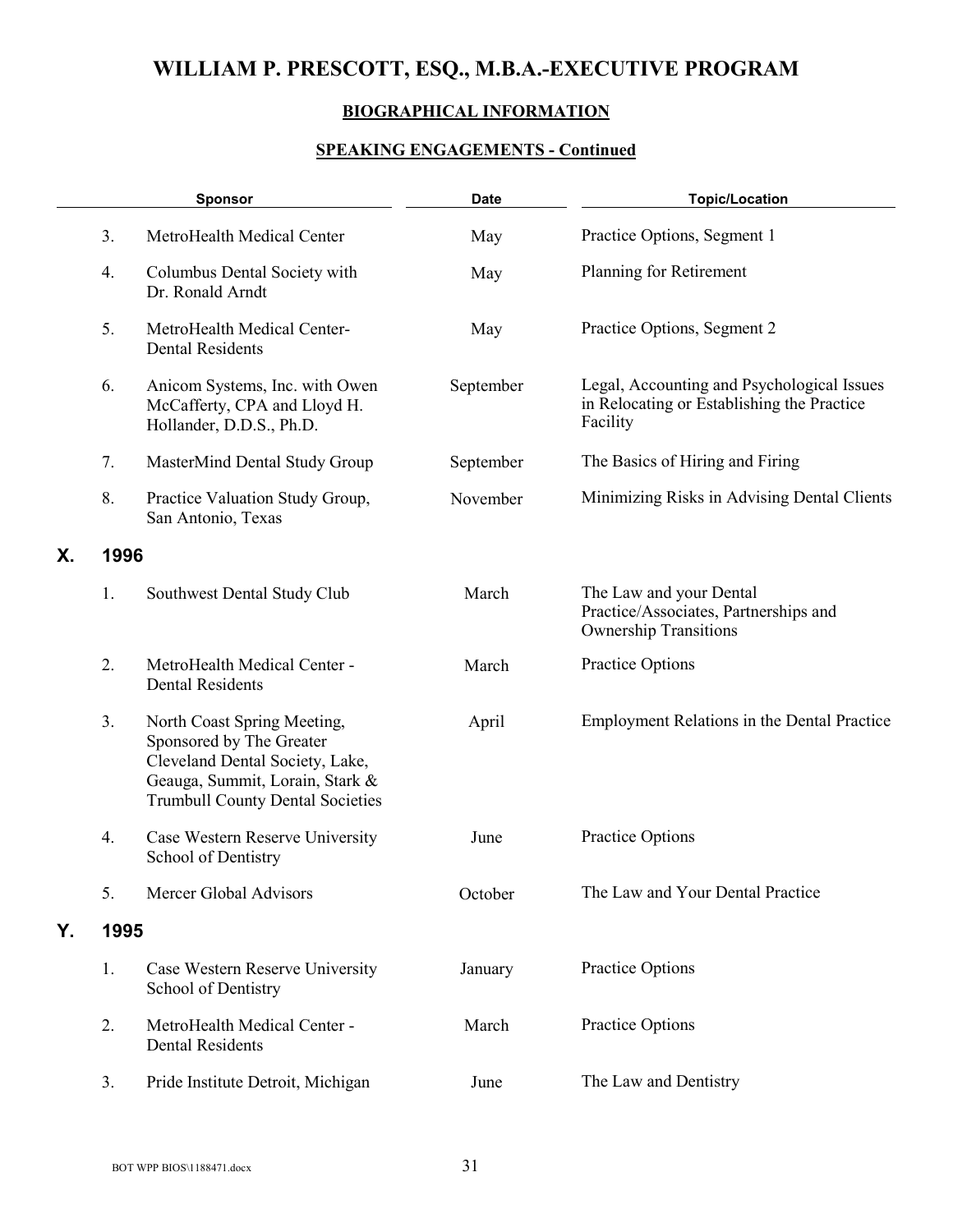# WILLIAM P. PRESCOTT, ESQ., M.B.A.-EXECUTIVE PROGRAM

## BIOGRAPHICAL INFORMATION

### SPEAKING ENGAGEMENTS - Continued

| | Sponsor | Date | Topic/Location |
|---|---|---|---|
| 3. | MetroHealth Medical Center | May | Practice Options, Segment 1 |
| 4. | Columbus Dental Society with Dr. Ronald Arndt | May | Planning for Retirement |
| 5. | MetroHealth Medical Center-Dental Residents | May | Practice Options, Segment 2 |
| 6. | Anicom Systems, Inc. with Owen McCafferty, CPA and Lloyd H. Hollander, D.D.S., Ph.D. | September | Legal, Accounting and Psychological Issues in Relocating or Establishing the Practice Facility |
| 7. | MasterMind Dental Study Group | September | The Basics of Hiring and Firing |
| 8. | Practice Valuation Study Group, San Antonio, Texas | November | Minimizing Risks in Advising Dental Clients |

## X. 1996

| | Sponsor | Date | Topic/Location |
|---|---|---|---|
| 1. | Southwest Dental Study Club | March | The Law and your Dental Practice/Associates, Partnerships and Ownership Transitions |
| 2. | MetroHealth Medical Center - Dental Residents | March | Practice Options |
| 3. | North Coast Spring Meeting, Sponsored by The Greater Cleveland Dental Society, Lake, Geauga, Summit, Lorain, Stark & Trumbull County Dental Societies | April | Employment Relations in the Dental Practice |
| 4. | Case Western Reserve University School of Dentistry | June | Practice Options |
| 5. | Mercer Global Advisors | October | The Law and Your Dental Practice |

## Y. 1995

| | Sponsor | Date | Topic/Location |
|---|---|---|---|
| 1. | Case Western Reserve University School of Dentistry | January | Practice Options |
| 2. | MetroHealth Medical Center - Dental Residents | March | Practice Options |
| 3. | Pride Institute Detroit, Michigan | June | The Law and Dentistry |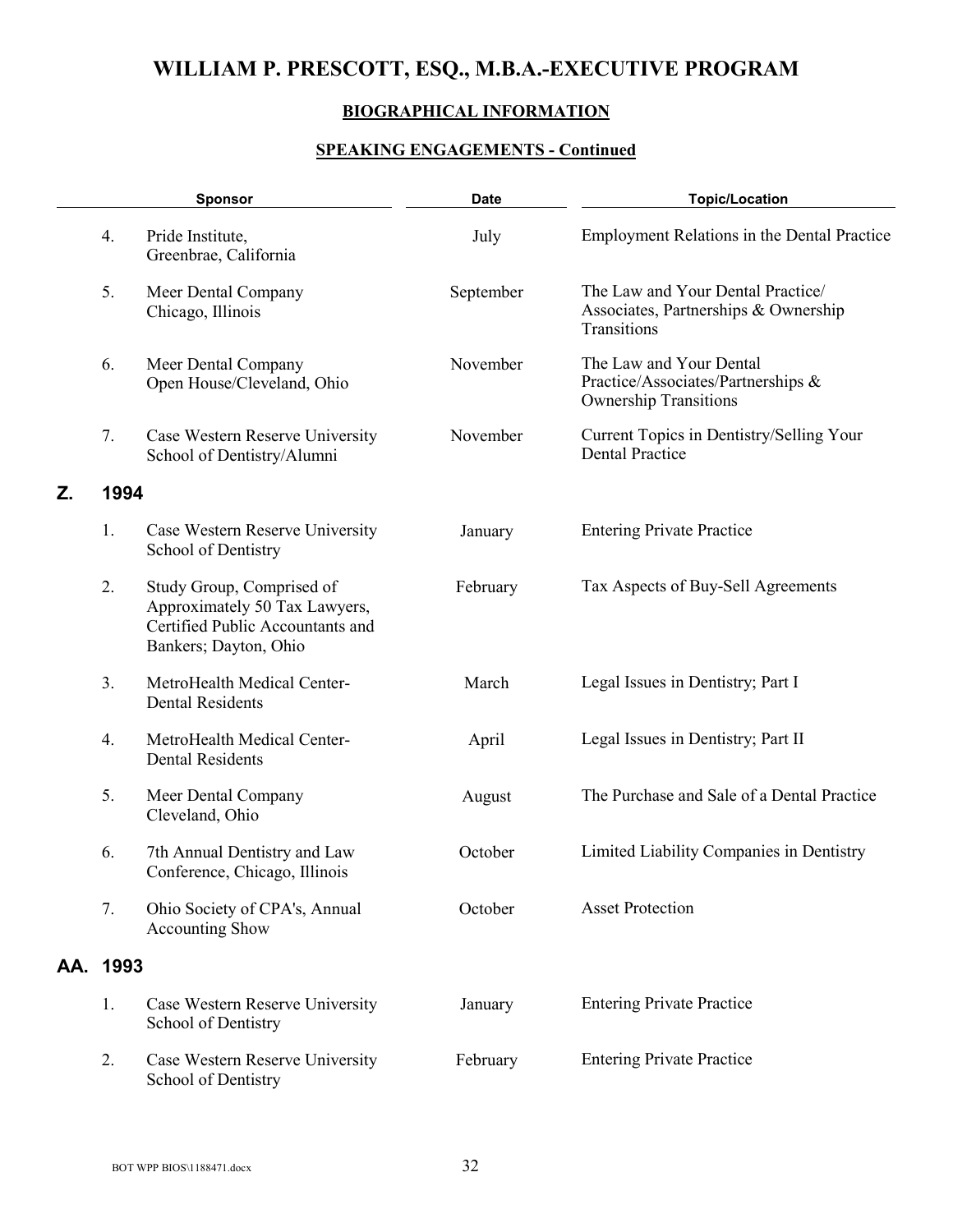# WILLIAM P. PRESCOTT, ESQ., M.B.A.-EXECUTIVE PROGRAM

## BIOGRAPHICAL INFORMATION

### SPEAKING ENGAGEMENTS - Continued

| | | Sponsor | Date | Topic/Location |
|---|---|---|---|---|
| | 4. | Pride Institute, Greenbrae, California | July | Employment Relations in the Dental Practice |
| | 5. | Meer Dental Company Chicago, Illinois | September | The Law and Your Dental Practice/ Associates, Partnerships & Ownership Transitions |
| | 6. | Meer Dental Company Open House/Cleveland, Ohio | November | The Law and Your Dental Practice/Associates/Partnerships & Ownership Transitions |
| | 7. | Case Western Reserve University School of Dentistry/Alumni | November | Current Topics in Dentistry/Selling Your Dental Practice |
| **Z.** | **1994** | | | |
| | 1. | Case Western Reserve University School of Dentistry | January | Entering Private Practice |
| | 2. | Study Group, Comprised of Approximately 50 Tax Lawyers, Certified Public Accountants and Bankers; Dayton, Ohio | February | Tax Aspects of Buy-Sell Agreements |
| | 3. | MetroHealth Medical Center-Dental Residents | March | Legal Issues in Dentistry; Part I |
| | 4. | MetroHealth Medical Center-Dental Residents | April | Legal Issues in Dentistry; Part II |
| | 5. | Meer Dental Company Cleveland, Ohio | August | The Purchase and Sale of a Dental Practice |
| | 6. | 7th Annual Dentistry and Law Conference, Chicago, Illinois | October | Limited Liability Companies in Dentistry |
| | 7. | Ohio Society of CPA's, Annual Accounting Show | October | Asset Protection |
| **AA.** | **1993** | | | |
| | 1. | Case Western Reserve University School of Dentistry | January | Entering Private Practice |
| | 2. | Case Western Reserve University School of Dentistry | February | Entering Private Practice |

BOT WPP BIOS\1188471.docx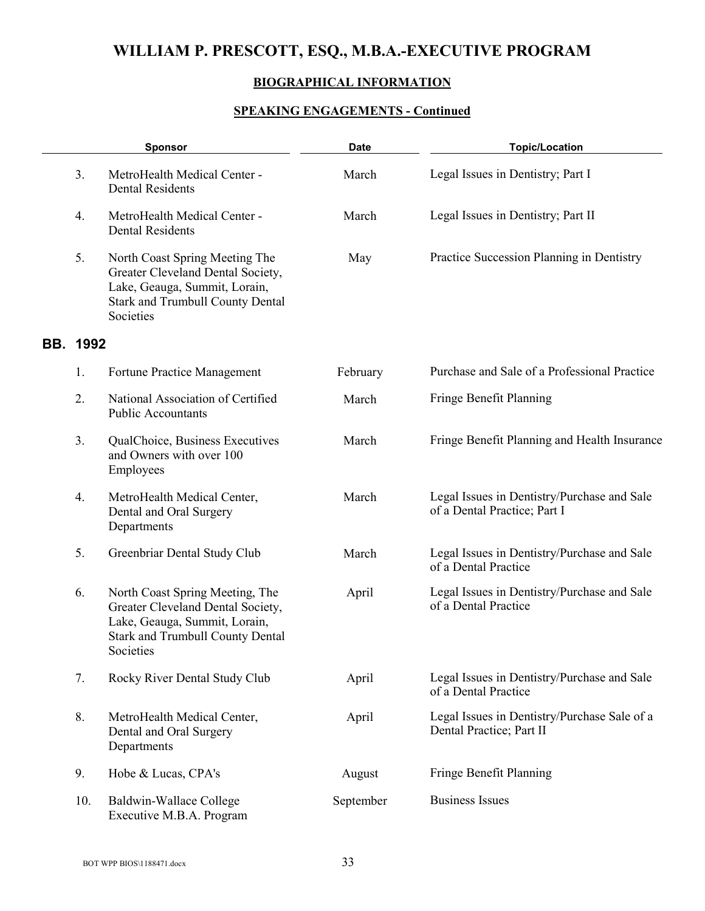# WILLIAM P. PRESCOTT, ESQ., M.B.A.-EXECUTIVE PROGRAM

## BIOGRAPHICAL INFORMATION

### SPEAKING ENGAGEMENTS - Continued

| | Sponsor | Date | Topic/Location |
|---|---|---|---|
| 3. | MetroHealth Medical Center - Dental Residents | March | Legal Issues in Dentistry; Part I |
| 4. | MetroHealth Medical Center - Dental Residents | March | Legal Issues in Dentistry; Part II |
| 5. | North Coast Spring Meeting The Greater Cleveland Dental Society, Lake, Geauga, Summit, Lorain, Stark and Trumbull County Dental Societies | May | Practice Succession Planning in Dentistry |

**BB. 1992**

| | Sponsor | Date | Topic/Location |
|---|---|---|---|
| 1. | Fortune Practice Management | February | Purchase and Sale of a Professional Practice |
| 2. | National Association of Certified Public Accountants | March | Fringe Benefit Planning |
| 3. | QualChoice, Business Executives and Owners with over 100 Employees | March | Fringe Benefit Planning and Health Insurance |
| 4. | MetroHealth Medical Center, Dental and Oral Surgery Departments | March | Legal Issues in Dentistry/Purchase and Sale of a Dental Practice; Part I |
| 5. | Greenbriar Dental Study Club | March | Legal Issues in Dentistry/Purchase and Sale of a Dental Practice |
| 6. | North Coast Spring Meeting, The Greater Cleveland Dental Society, Lake, Geauga, Summit, Lorain, Stark and Trumbull County Dental Societies | April | Legal Issues in Dentistry/Purchase and Sale of a Dental Practice |
| 7. | Rocky River Dental Study Club | April | Legal Issues in Dentistry/Purchase and Sale of a Dental Practice |
| 8. | MetroHealth Medical Center, Dental and Oral Surgery Departments | April | Legal Issues in Dentistry/Purchase Sale of a Dental Practice; Part II |
| 9. | Hobe & Lucas, CPA's | August | Fringe Benefit Planning |
| 10. | Baldwin-Wallace College Executive M.B.A. Program | September | Business Issues |

BOT WPP BIOS\1188471.docx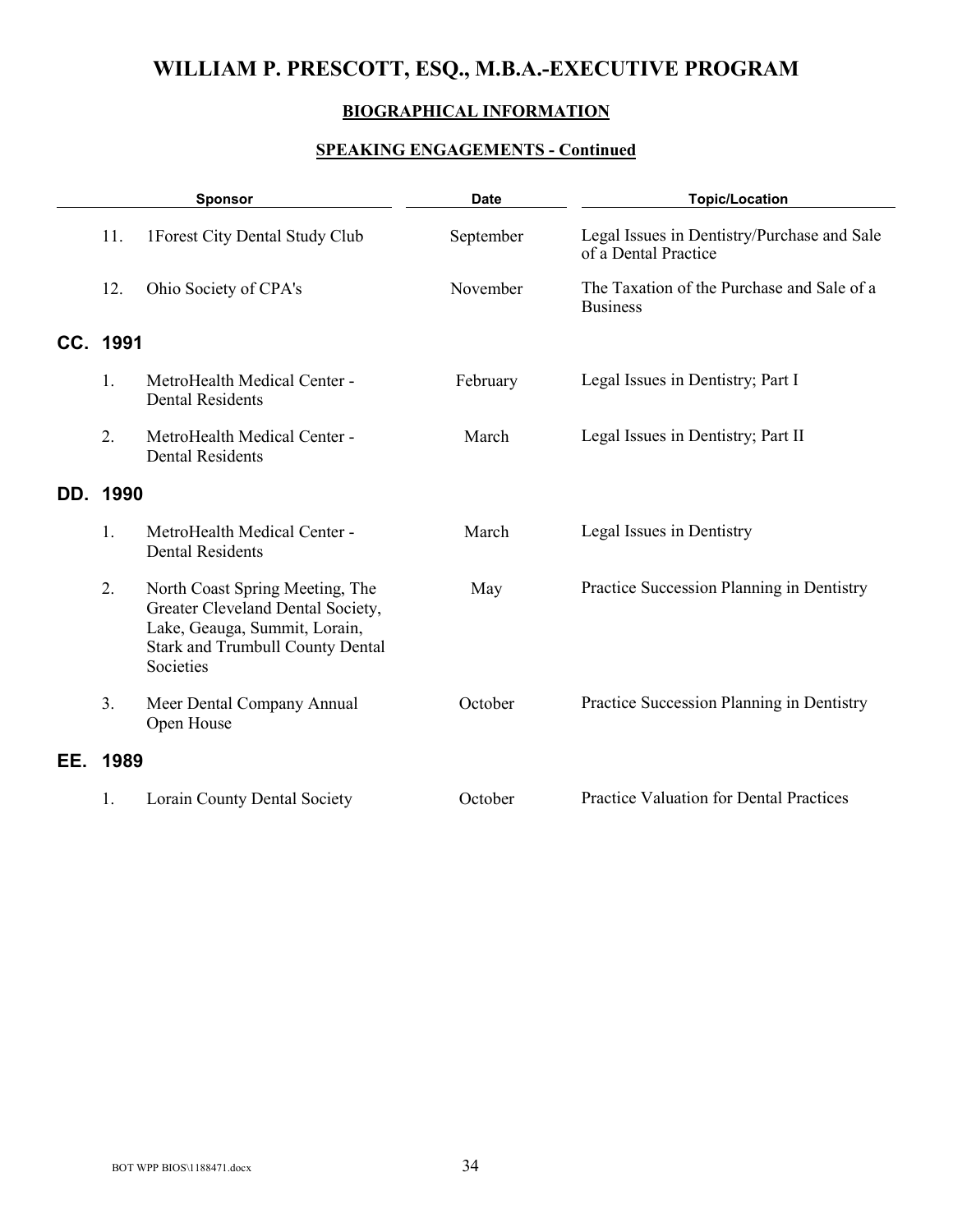# WILLIAM P. PRESCOTT, ESQ., M.B.A.-EXECUTIVE PROGRAM

## BIOGRAPHICAL INFORMATION

### SPEAKING ENGAGEMENTS - Continued

| | Sponsor | Date | Topic/Location |
|---|---|---|---|
| 11. | 1Forest City Dental Study Club | September | Legal Issues in Dentistry/Purchase and Sale of a Dental Practice |
| 12. | Ohio Society of CPA's | November | The Taxation of the Purchase and Sale of a Business |

**CC. 1991**

| | Sponsor | Date | Topic/Location |
|---|---|---|---|
| 1. | MetroHealth Medical Center - Dental Residents | February | Legal Issues in Dentistry; Part I |
| 2. | MetroHealth Medical Center - Dental Residents | March | Legal Issues in Dentistry; Part II |

**DD. 1990**

| | Sponsor | Date | Topic/Location |
|---|---|---|---|
| 1. | MetroHealth Medical Center - Dental Residents | March | Legal Issues in Dentistry |
| 2. | North Coast Spring Meeting, The Greater Cleveland Dental Society, Lake, Geauga, Summit, Lorain, Stark and Trumbull County Dental Societies | May | Practice Succession Planning in Dentistry |
| 3. | Meer Dental Company Annual Open House | October | Practice Succession Planning in Dentistry |

**EE. 1989**

| | Sponsor | Date | Topic/Location |
|---|---|---|---|
| 1. | Lorain County Dental Society | October | Practice Valuation for Dental Practices |

BOT WPP BIOS\1188471.docx